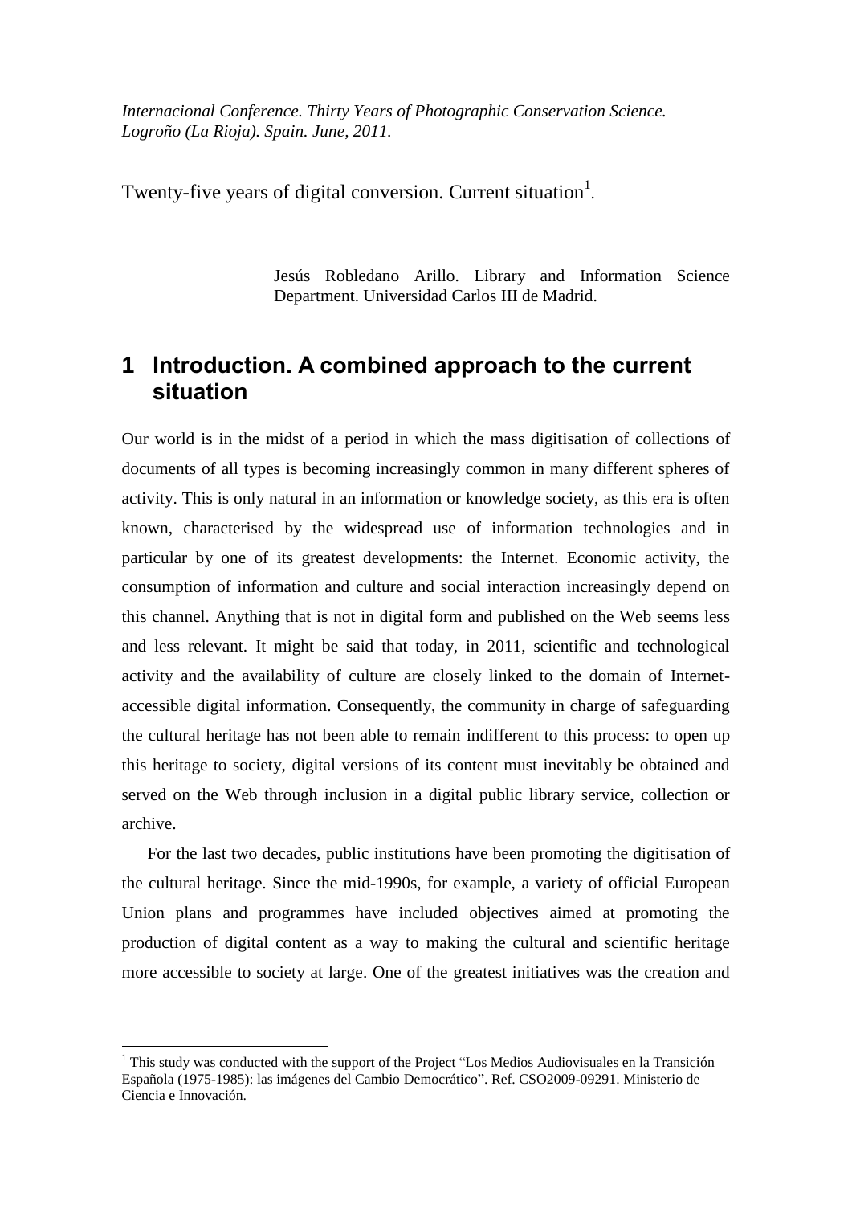*Internacional Conference. Thirty Years of Photographic Conservation Science. Logroño (La Rioja). Spain. June, 2011.*

Twenty-five years of digital conversion. Current situation[1].

Jesús Robledano Arillo. Library and Information Science Department. Universidad Carlos III de Madrid.

# 1 Introduction. A combined approach to the current situation

Our world is in the midst of a period in which the mass digitisation of collections of documents of all types is becoming increasingly common in many different spheres of activity. This is only natural in an information or knowledge society, as this era is often known, characterised by the widespread use of information technologies and in particular by one of its greatest developments: the Internet. Economic activity, the consumption of information and culture and social interaction increasingly depend on this channel. Anything that is not in digital form and published on the Web seems less and less relevant. It might be said that today, in 2011, scientific and technological activity and the availability of culture are closely linked to the domain of Internet-accessible digital information. Consequently, the community in charge of safeguarding the cultural heritage has not been able to remain indifferent to this process: to open up this heritage to society, digital versions of its content must inevitably be obtained and served on the Web through inclusion in a digital public library service, collection or archive.

For the last two decades, public institutions have been promoting the digitisation of the cultural heritage. Since the mid-1990s, for example, a variety of official European Union plans and programmes have included objectives aimed at promoting the production of digital content as a way to making the cultural and scientific heritage more accessible to society at large. One of the greatest initiatives was the creation and

[1] This study was conducted with the support of the Project "Los Medios Audiovisuales en la Transición Española (1975-1985): las imágenes del Cambio Democrático". Ref. CSO2009-09291. Ministerio de Ciencia e Innovación.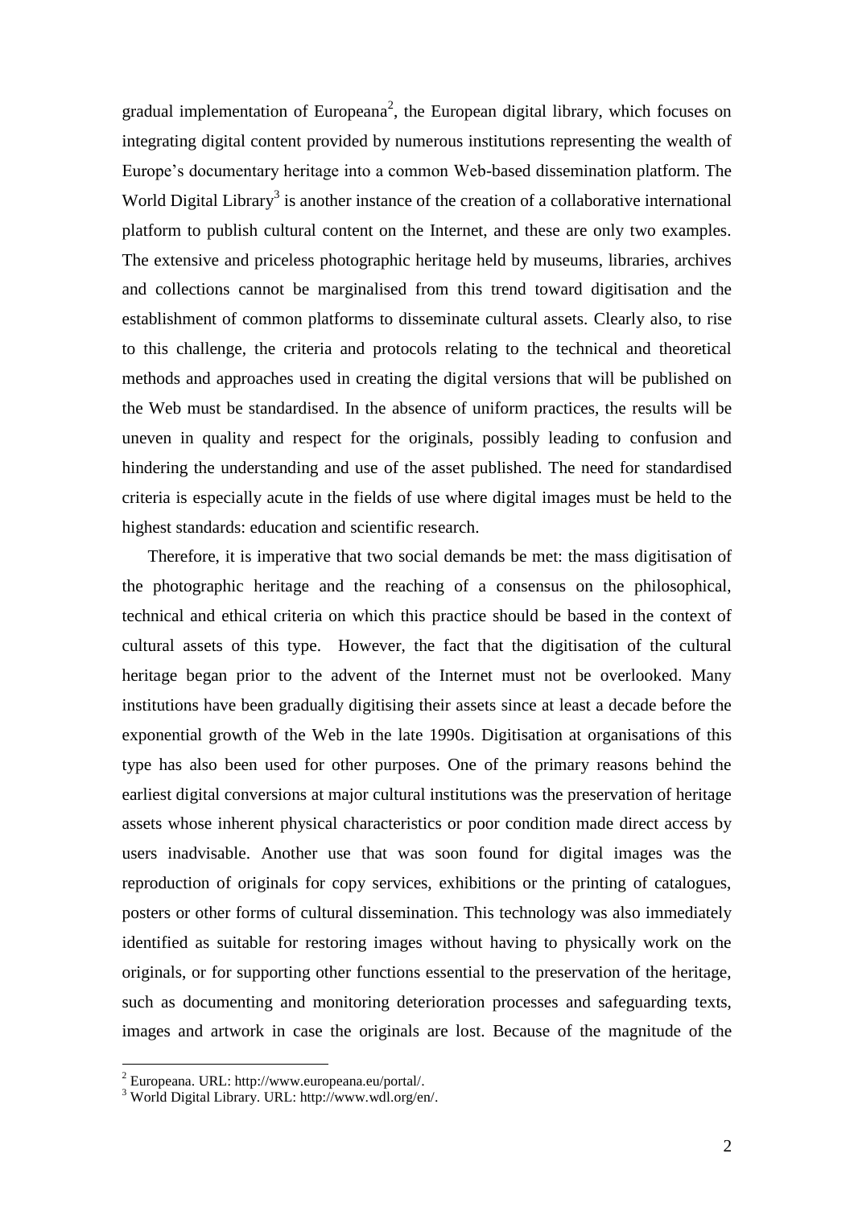gradual implementation of Europeana[2], the European digital library, which focuses on integrating digital content provided by numerous institutions representing the wealth of Europe's documentary heritage into a common Web-based dissemination platform. The World Digital Library[3] is another instance of the creation of a collaborative international platform to publish cultural content on the Internet, and these are only two examples. The extensive and priceless photographic heritage held by museums, libraries, archives and collections cannot be marginalised from this trend toward digitisation and the establishment of common platforms to disseminate cultural assets. Clearly also, to rise to this challenge, the criteria and protocols relating to the technical and theoretical methods and approaches used in creating the digital versions that will be published on the Web must be standardised. In the absence of uniform practices, the results will be uneven in quality and respect for the originals, possibly leading to confusion and hindering the understanding and use of the asset published. The need for standardised criteria is especially acute in the fields of use where digital images must be held to the highest standards: education and scientific research.

Therefore, it is imperative that two social demands be met: the mass digitisation of the photographic heritage and the reaching of a consensus on the philosophical, technical and ethical criteria on which this practice should be based in the context of cultural assets of this type. However, the fact that the digitisation of the cultural heritage began prior to the advent of the Internet must not be overlooked. Many institutions have been gradually digitising their assets since at least a decade before the exponential growth of the Web in the late 1990s. Digitisation at organisations of this type has also been used for other purposes. One of the primary reasons behind the earliest digital conversions at major cultural institutions was the preservation of heritage assets whose inherent physical characteristics or poor condition made direct access by users inadvisable. Another use that was soon found for digital images was the reproduction of originals for copy services, exhibitions or the printing of catalogues, posters or other forms of cultural dissemination. This technology was also immediately identified as suitable for restoring images without having to physically work on the originals, or for supporting other functions essential to the preservation of the heritage, such as documenting and monitoring deterioration processes and safeguarding texts, images and artwork in case the originals are lost. Because of the magnitude of the

[2] Europeana. URL: http://www.europeana.eu/portal/.

[3] World Digital Library. URL: http://www.wdl.org/en/.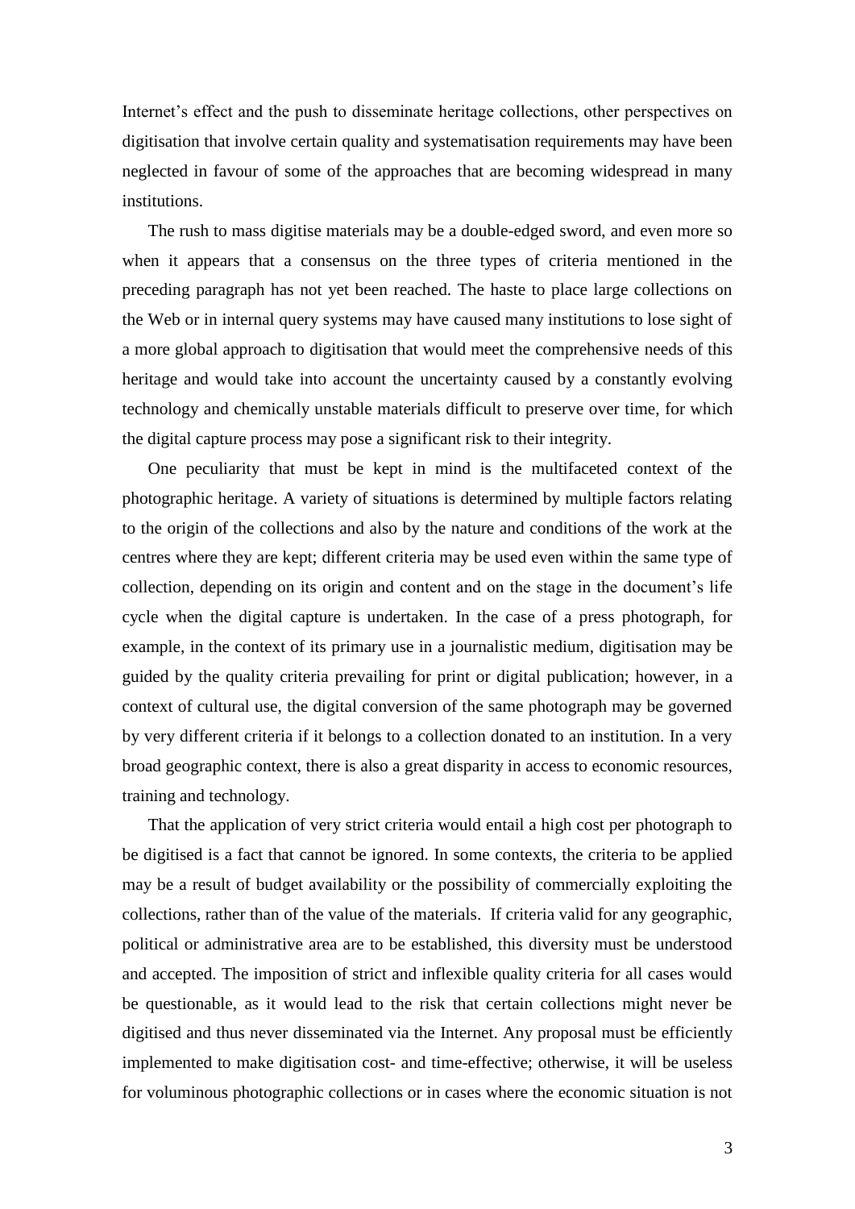Internet's effect and the push to disseminate heritage collections, other perspectives on digitisation that involve certain quality and systematisation requirements may have been neglected in favour of some of the approaches that are becoming widespread in many institutions.

The rush to mass digitise materials may be a double-edged sword, and even more so when it appears that a consensus on the three types of criteria mentioned in the preceding paragraph has not yet been reached. The haste to place large collections on the Web or in internal query systems may have caused many institutions to lose sight of a more global approach to digitisation that would meet the comprehensive needs of this heritage and would take into account the uncertainty caused by a constantly evolving technology and chemically unstable materials difficult to preserve over time, for which the digital capture process may pose a significant risk to their integrity.

One peculiarity that must be kept in mind is the multifaceted context of the photographic heritage. A variety of situations is determined by multiple factors relating to the origin of the collections and also by the nature and conditions of the work at the centres where they are kept; different criteria may be used even within the same type of collection, depending on its origin and content and on the stage in the document's life cycle when the digital capture is undertaken. In the case of a press photograph, for example, in the context of its primary use in a journalistic medium, digitisation may be guided by the quality criteria prevailing for print or digital publication; however, in a context of cultural use, the digital conversion of the same photograph may be governed by very different criteria if it belongs to a collection donated to an institution. In a very broad geographic context, there is also a great disparity in access to economic resources, training and technology.

That the application of very strict criteria would entail a high cost per photograph to be digitised is a fact that cannot be ignored. In some contexts, the criteria to be applied may be a result of budget availability or the possibility of commercially exploiting the collections, rather than of the value of the materials. If criteria valid for any geographic, political or administrative area are to be established, this diversity must be understood and accepted. The imposition of strict and inflexible quality criteria for all cases would be questionable, as it would lead to the risk that certain collections might never be digitised and thus never disseminated via the Internet. Any proposal must be efficiently implemented to make digitisation cost- and time-effective; otherwise, it will be useless for voluminous photographic collections or in cases where the economic situation is not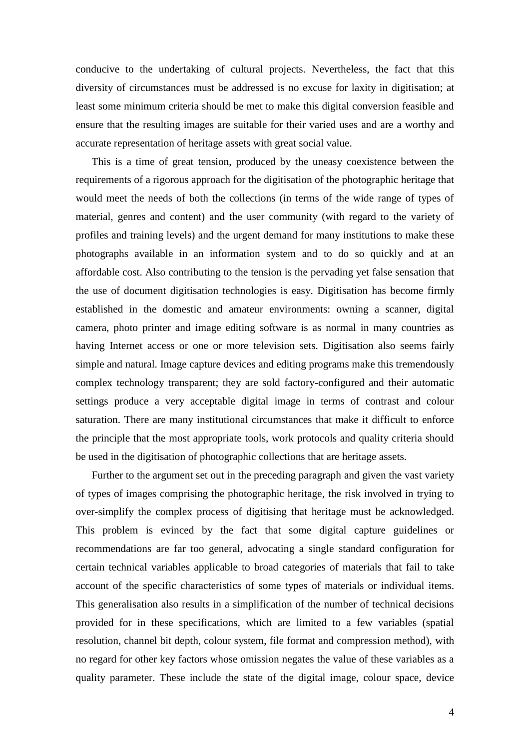conducive to the undertaking of cultural projects. Nevertheless, the fact that this diversity of circumstances must be addressed is no excuse for laxity in digitisation; at least some minimum criteria should be met to make this digital conversion feasible and ensure that the resulting images are suitable for their varied uses and are a worthy and accurate representation of heritage assets with great social value.

This is a time of great tension, produced by the uneasy coexistence between the requirements of a rigorous approach for the digitisation of the photographic heritage that would meet the needs of both the collections (in terms of the wide range of types of material, genres and content) and the user community (with regard to the variety of profiles and training levels) and the urgent demand for many institutions to make these photographs available in an information system and to do so quickly and at an affordable cost. Also contributing to the tension is the pervading yet false sensation that the use of document digitisation technologies is easy. Digitisation has become firmly established in the domestic and amateur environments: owning a scanner, digital camera, photo printer and image editing software is as normal in many countries as having Internet access or one or more television sets. Digitisation also seems fairly simple and natural. Image capture devices and editing programs make this tremendously complex technology transparent; they are sold factory-configured and their automatic settings produce a very acceptable digital image in terms of contrast and colour saturation. There are many institutional circumstances that make it difficult to enforce the principle that the most appropriate tools, work protocols and quality criteria should be used in the digitisation of photographic collections that are heritage assets.

Further to the argument set out in the preceding paragraph and given the vast variety of types of images comprising the photographic heritage, the risk involved in trying to over-simplify the complex process of digitising that heritage must be acknowledged. This problem is evinced by the fact that some digital capture guidelines or recommendations are far too general, advocating a single standard configuration for certain technical variables applicable to broad categories of materials that fail to take account of the specific characteristics of some types of materials or individual items. This generalisation also results in a simplification of the number of technical decisions provided for in these specifications, which are limited to a few variables (spatial resolution, channel bit depth, colour system, file format and compression method), with no regard for other key factors whose omission negates the value of these variables as a quality parameter. These include the state of the digital image, colour space, device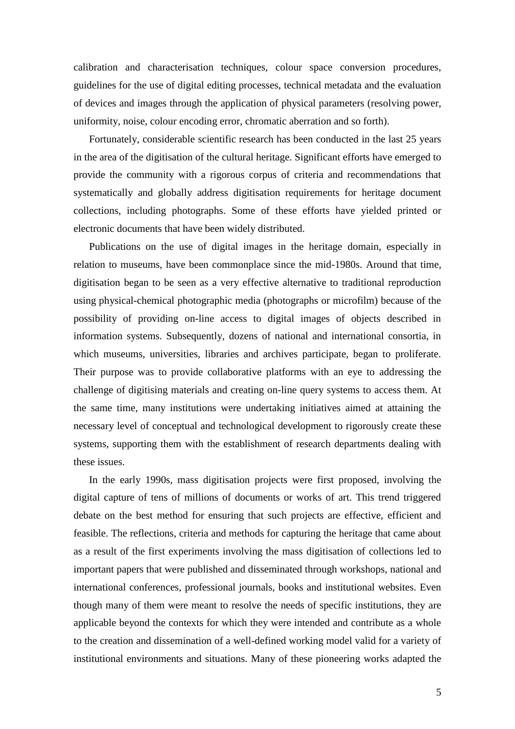calibration and characterisation techniques, colour space conversion procedures, guidelines for the use of digital editing processes, technical metadata and the evaluation of devices and images through the application of physical parameters (resolving power, uniformity, noise, colour encoding error, chromatic aberration and so forth).

Fortunately, considerable scientific research has been conducted in the last 25 years in the area of the digitisation of the cultural heritage. Significant efforts have emerged to provide the community with a rigorous corpus of criteria and recommendations that systematically and globally address digitisation requirements for heritage document collections, including photographs. Some of these efforts have yielded printed or electronic documents that have been widely distributed.

Publications on the use of digital images in the heritage domain, especially in relation to museums, have been commonplace since the mid-1980s. Around that time, digitisation began to be seen as a very effective alternative to traditional reproduction using physical-chemical photographic media (photographs or microfilm) because of the possibility of providing on-line access to digital images of objects described in information systems. Subsequently, dozens of national and international consortia, in which museums, universities, libraries and archives participate, began to proliferate. Their purpose was to provide collaborative platforms with an eye to addressing the challenge of digitising materials and creating on-line query systems to access them. At the same time, many institutions were undertaking initiatives aimed at attaining the necessary level of conceptual and technological development to rigorously create these systems, supporting them with the establishment of research departments dealing with these issues.

In the early 1990s, mass digitisation projects were first proposed, involving the digital capture of tens of millions of documents or works of art. This trend triggered debate on the best method for ensuring that such projects are effective, efficient and feasible. The reflections, criteria and methods for capturing the heritage that came about as a result of the first experiments involving the mass digitisation of collections led to important papers that were published and disseminated through workshops, national and international conferences, professional journals, books and institutional websites. Even though many of them were meant to resolve the needs of specific institutions, they are applicable beyond the contexts for which they were intended and contribute as a whole to the creation and dissemination of a well-defined working model valid for a variety of institutional environments and situations. Many of these pioneering works adapted the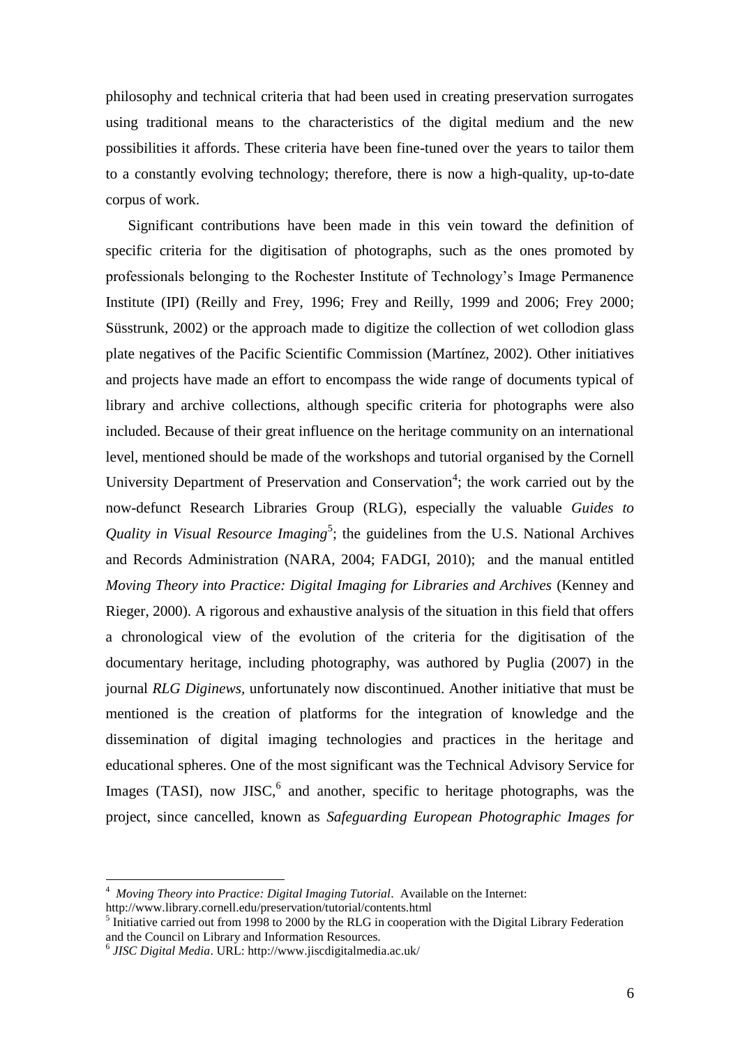philosophy and technical criteria that had been used in creating preservation surrogates using traditional means to the characteristics of the digital medium and the new possibilities it affords. These criteria have been fine-tuned over the years to tailor them to a constantly evolving technology; therefore, there is now a high-quality, up-to-date corpus of work.

Significant contributions have been made in this vein toward the definition of specific criteria for the digitisation of photographs, such as the ones promoted by professionals belonging to the Rochester Institute of Technology's Image Permanence Institute (IPI) (Reilly and Frey, 1996; Frey and Reilly, 1999 and 2006; Frey 2000; Süsstrunk, 2002) or the approach made to digitize the collection of wet collodion glass plate negatives of the Pacific Scientific Commission (Martínez, 2002). Other initiatives and projects have made an effort to encompass the wide range of documents typical of library and archive collections, although specific criteria for photographs were also included. Because of their great influence on the heritage community on an international level, mentioned should be made of the workshops and tutorial organised by the Cornell University Department of Preservation and Conservation[4]; the work carried out by the now-defunct Research Libraries Group (RLG), especially the valuable *Guides to Quality in Visual Resource Imaging*[5]; the guidelines from the U.S. National Archives and Records Administration (NARA, 2004; FADGI, 2010); and the manual entitled *Moving Theory into Practice: Digital Imaging for Libraries and Archives* (Kenney and Rieger, 2000). A rigorous and exhaustive analysis of the situation in this field that offers a chronological view of the evolution of the criteria for the digitisation of the documentary heritage, including photography, was authored by Puglia (2007) in the journal *RLG Diginews*, unfortunately now discontinued. Another initiative that must be mentioned is the creation of platforms for the integration of knowledge and the dissemination of digital imaging technologies and practices in the heritage and educational spheres. One of the most significant was the Technical Advisory Service for Images (TASI), now JISC,[6] and another, specific to heritage photographs, was the project, since cancelled, known as *Safeguarding European Photographic Images for*

---

[4] *Moving Theory into Practice: Digital Imaging Tutorial*. Available on the Internet: http://www.library.cornell.edu/preservation/tutorial/contents.html

[5] Initiative carried out from 1998 to 2000 by the RLG in cooperation with the Digital Library Federation and the Council on Library and Information Resources.

[6] *JISC Digital Media*. URL: http://www.jiscdigitalmedia.ac.uk/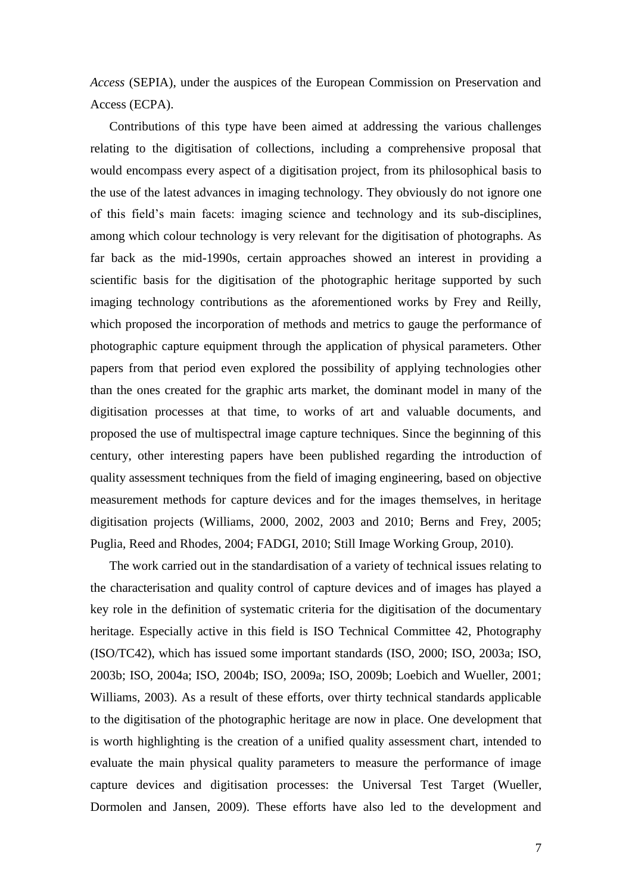*Access* (SEPIA), under the auspices of the European Commission on Preservation and Access (ECPA).

Contributions of this type have been aimed at addressing the various challenges relating to the digitisation of collections, including a comprehensive proposal that would encompass every aspect of a digitisation project, from its philosophical basis to the use of the latest advances in imaging technology. They obviously do not ignore one of this field's main facets: imaging science and technology and its sub-disciplines, among which colour technology is very relevant for the digitisation of photographs. As far back as the mid-1990s, certain approaches showed an interest in providing a scientific basis for the digitisation of the photographic heritage supported by such imaging technology contributions as the aforementioned works by Frey and Reilly, which proposed the incorporation of methods and metrics to gauge the performance of photographic capture equipment through the application of physical parameters. Other papers from that period even explored the possibility of applying technologies other than the ones created for the graphic arts market, the dominant model in many of the digitisation processes at that time, to works of art and valuable documents, and proposed the use of multispectral image capture techniques. Since the beginning of this century, other interesting papers have been published regarding the introduction of quality assessment techniques from the field of imaging engineering, based on objective measurement methods for capture devices and for the images themselves, in heritage digitisation projects (Williams, 2000, 2002, 2003 and 2010; Berns and Frey, 2005; Puglia, Reed and Rhodes, 2004; FADGI, 2010; Still Image Working Group, 2010).

The work carried out in the standardisation of a variety of technical issues relating to the characterisation and quality control of capture devices and of images has played a key role in the definition of systematic criteria for the digitisation of the documentary heritage. Especially active in this field is ISO Technical Committee 42, Photography (ISO/TC42), which has issued some important standards (ISO, 2000; ISO, 2003a; ISO, 2003b; ISO, 2004a; ISO, 2004b; ISO, 2009a; ISO, 2009b; Loebich and Wueller, 2001; Williams, 2003). As a result of these efforts, over thirty technical standards applicable to the digitisation of the photographic heritage are now in place. One development that is worth highlighting is the creation of a unified quality assessment chart, intended to evaluate the main physical quality parameters to measure the performance of image capture devices and digitisation processes: the Universal Test Target (Wueller, Dormolen and Jansen, 2009). These efforts have also led to the development and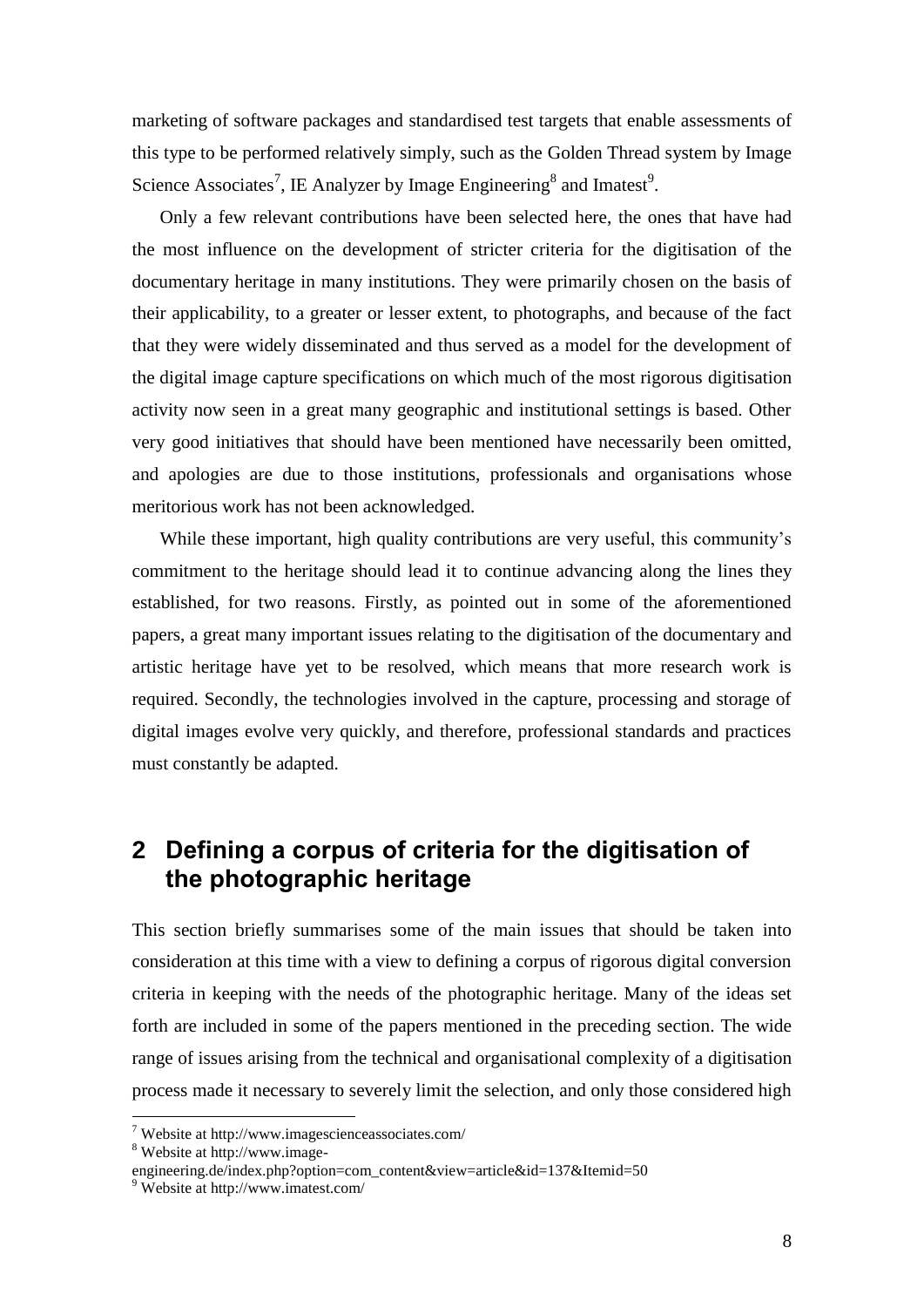marketing of software packages and standardised test targets that enable assessments of this type to be performed relatively simply, such as the Golden Thread system by Image Science Associates[7], IE Analyzer by Image Engineering[8] and Imatest[9].

Only a few relevant contributions have been selected here, the ones that have had the most influence on the development of stricter criteria for the digitisation of the documentary heritage in many institutions. They were primarily chosen on the basis of their applicability, to a greater or lesser extent, to photographs, and because of the fact that they were widely disseminated and thus served as a model for the development of the digital image capture specifications on which much of the most rigorous digitisation activity now seen in a great many geographic and institutional settings is based. Other very good initiatives that should have been mentioned have necessarily been omitted, and apologies are due to those institutions, professionals and organisations whose meritorious work has not been acknowledged.

While these important, high quality contributions are very useful, this community's commitment to the heritage should lead it to continue advancing along the lines they established, for two reasons. Firstly, as pointed out in some of the aforementioned papers, a great many important issues relating to the digitisation of the documentary and artistic heritage have yet to be resolved, which means that more research work is required. Secondly, the technologies involved in the capture, processing and storage of digital images evolve very quickly, and therefore, professional standards and practices must constantly be adapted.

## 2 Defining a corpus of criteria for the digitisation of the photographic heritage

This section briefly summarises some of the main issues that should be taken into consideration at this time with a view to defining a corpus of rigorous digital conversion criteria in keeping with the needs of the photographic heritage. Many of the ideas set forth are included in some of the papers mentioned in the preceding section. The wide range of issues arising from the technical and organisational complexity of a digitisation process made it necessary to severely limit the selection, and only those considered high

[7] Website at http://www.imagescienceassociates.com/

[8] Website at http://www.image-engineering.de/index.php?option=com_content&view=article&id=137&Itemid=50

[9] Website at http://www.imatest.com/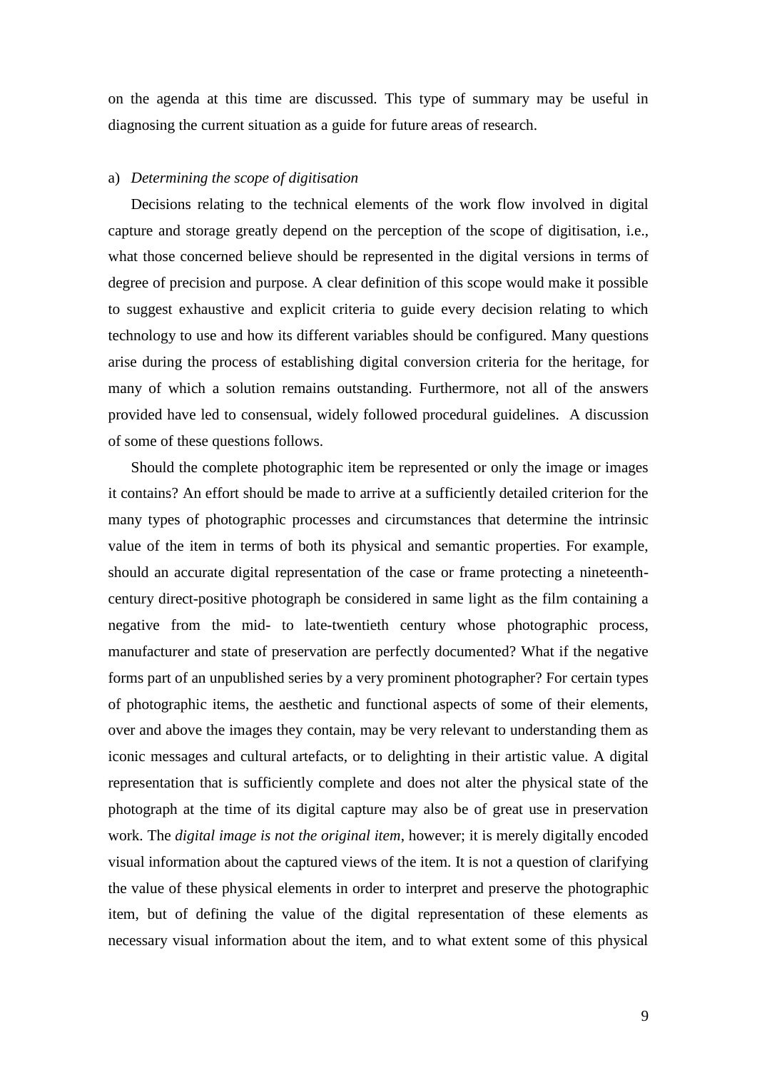on the agenda at this time are discussed. This type of summary may be useful in diagnosing the current situation as a guide for future areas of research.

a) *Determining the scope of digitisation*

Decisions relating to the technical elements of the work flow involved in digital capture and storage greatly depend on the perception of the scope of digitisation, i.e., what those concerned believe should be represented in the digital versions in terms of degree of precision and purpose. A clear definition of this scope would make it possible to suggest exhaustive and explicit criteria to guide every decision relating to which technology to use and how its different variables should be configured. Many questions arise during the process of establishing digital conversion criteria for the heritage, for many of which a solution remains outstanding. Furthermore, not all of the answers provided have led to consensual, widely followed procedural guidelines. A discussion of some of these questions follows.

Should the complete photographic item be represented or only the image or images it contains? An effort should be made to arrive at a sufficiently detailed criterion for the many types of photographic processes and circumstances that determine the intrinsic value of the item in terms of both its physical and semantic properties. For example, should an accurate digital representation of the case or frame protecting a nineteenth-century direct-positive photograph be considered in same light as the film containing a negative from the mid- to late-twentieth century whose photographic process, manufacturer and state of preservation are perfectly documented? What if the negative forms part of an unpublished series by a very prominent photographer? For certain types of photographic items, the aesthetic and functional aspects of some of their elements, over and above the images they contain, may be very relevant to understanding them as iconic messages and cultural artefacts, or to delighting in their artistic value. A digital representation that is sufficiently complete and does not alter the physical state of the photograph at the time of its digital capture may also be of great use in preservation work. The *digital image is not the original item*, however; it is merely digitally encoded visual information about the captured views of the item. It is not a question of clarifying the value of these physical elements in order to interpret and preserve the photographic item, but of defining the value of the digital representation of these elements as necessary visual information about the item, and to what extent some of this physical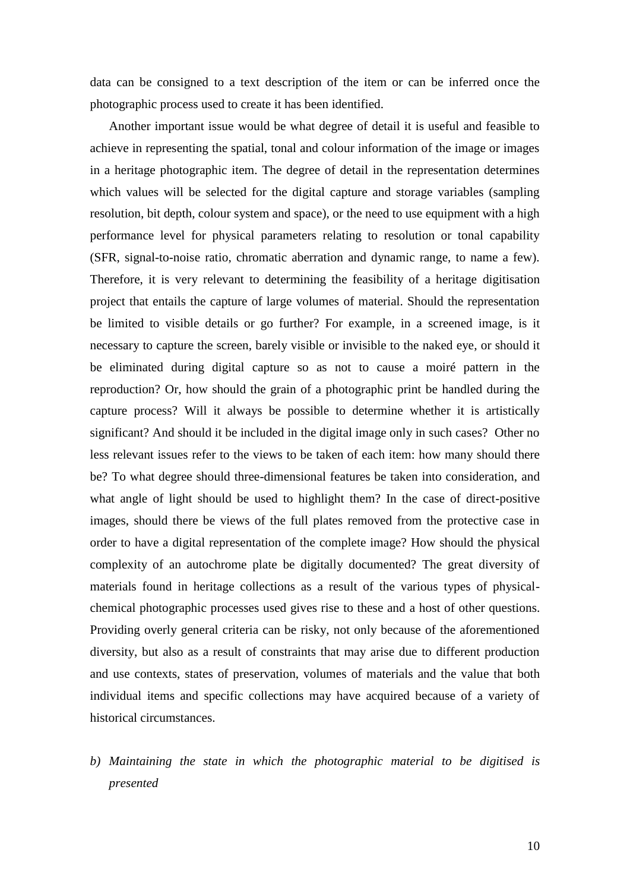data can be consigned to a text description of the item or can be inferred once the photographic process used to create it has been identified.

Another important issue would be what degree of detail it is useful and feasible to achieve in representing the spatial, tonal and colour information of the image or images in a heritage photographic item. The degree of detail in the representation determines which values will be selected for the digital capture and storage variables (sampling resolution, bit depth, colour system and space), or the need to use equipment with a high performance level for physical parameters relating to resolution or tonal capability (SFR, signal-to-noise ratio, chromatic aberration and dynamic range, to name a few). Therefore, it is very relevant to determining the feasibility of a heritage digitisation project that entails the capture of large volumes of material. Should the representation be limited to visible details or go further? For example, in a screened image, is it necessary to capture the screen, barely visible or invisible to the naked eye, or should it be eliminated during digital capture so as not to cause a moiré pattern in the reproduction? Or, how should the grain of a photographic print be handled during the capture process? Will it always be possible to determine whether it is artistically significant? And should it be included in the digital image only in such cases? Other no less relevant issues refer to the views to be taken of each item: how many should there be? To what degree should three-dimensional features be taken into consideration, and what angle of light should be used to highlight them? In the case of direct-positive images, should there be views of the full plates removed from the protective case in order to have a digital representation of the complete image? How should the physical complexity of an autochrome plate be digitally documented? The great diversity of materials found in heritage collections as a result of the various types of physical-chemical photographic processes used gives rise to these and a host of other questions. Providing overly general criteria can be risky, not only because of the aforementioned diversity, but also as a result of constraints that may arise due to different production and use contexts, states of preservation, volumes of materials and the value that both individual items and specific collections may have acquired because of a variety of historical circumstances.

b) *Maintaining the state in which the photographic material to be digitised is presented*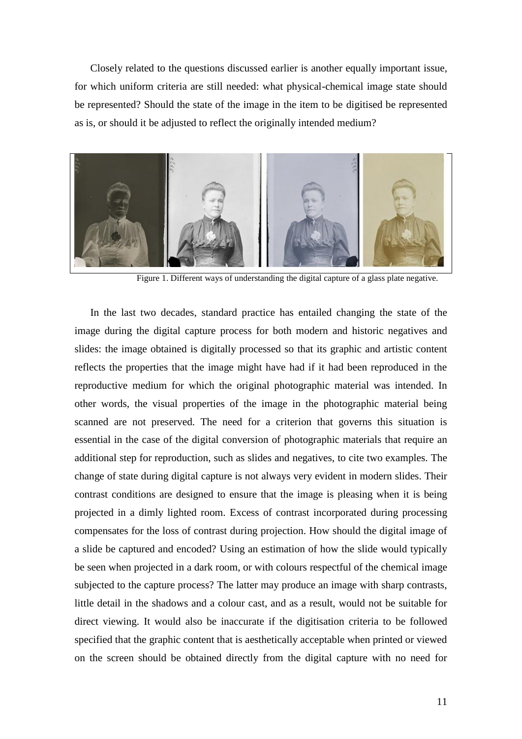Closely related to the questions discussed earlier is another equally important issue, for which uniform criteria are still needed: what physical-chemical image state should be represented? Should the state of the image in the item to be digitised be represented as is, or should it be adjusted to reflect the originally intended medium?

Figure 1. Different ways of understanding the digital capture of a glass plate negative.

In the last two decades, standard practice has entailed changing the state of the image during the digital capture process for both modern and historic negatives and slides: the image obtained is digitally processed so that its graphic and artistic content reflects the properties that the image might have had if it had been reproduced in the reproductive medium for which the original photographic material was intended. In other words, the visual properties of the image in the photographic material being scanned are not preserved. The need for a criterion that governs this situation is essential in the case of the digital conversion of photographic materials that require an additional step for reproduction, such as slides and negatives, to cite two examples. The change of state during digital capture is not always very evident in modern slides. Their contrast conditions are designed to ensure that the image is pleasing when it is being projected in a dimly lighted room. Excess of contrast incorporated during processing compensates for the loss of contrast during projection. How should the digital image of a slide be captured and encoded? Using an estimation of how the slide would typically be seen when projected in a dark room, or with colours respectful of the chemical image subjected to the capture process? The latter may produce an image with sharp contrasts, little detail in the shadows and a colour cast, and as a result, would not be suitable for direct viewing. It would also be inaccurate if the digitisation criteria to be followed specified that the graphic content that is aesthetically acceptable when printed or viewed on the screen should be obtained directly from the digital capture with no need for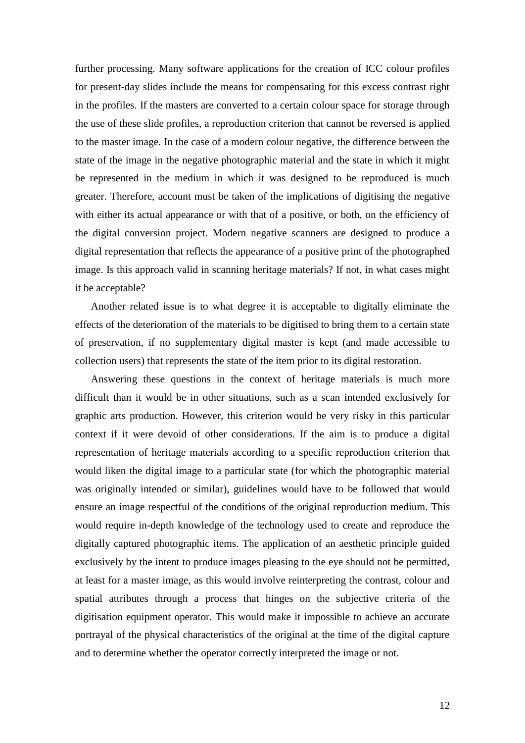further processing. Many software applications for the creation of ICC colour profiles for present-day slides include the means for compensating for this excess contrast right in the profiles. If the masters are converted to a certain colour space for storage through the use of these slide profiles, a reproduction criterion that cannot be reversed is applied to the master image. In the case of a modern colour negative, the difference between the state of the image in the negative photographic material and the state in which it might be represented in the medium in which it was designed to be reproduced is much greater. Therefore, account must be taken of the implications of digitising the negative with either its actual appearance or with that of a positive, or both, on the efficiency of the digital conversion project. Modern negative scanners are designed to produce a digital representation that reflects the appearance of a positive print of the photographed image. Is this approach valid in scanning heritage materials? If not, in what cases might it be acceptable?

Another related issue is to what degree it is acceptable to digitally eliminate the effects of the deterioration of the materials to be digitised to bring them to a certain state of preservation, if no supplementary digital master is kept (and made accessible to collection users) that represents the state of the item prior to its digital restoration.

Answering these questions in the context of heritage materials is much more difficult than it would be in other situations, such as a scan intended exclusively for graphic arts production. However, this criterion would be very risky in this particular context if it were devoid of other considerations. If the aim is to produce a digital representation of heritage materials according to a specific reproduction criterion that would liken the digital image to a particular state (for which the photographic material was originally intended or similar), guidelines would have to be followed that would ensure an image respectful of the conditions of the original reproduction medium. This would require in-depth knowledge of the technology used to create and reproduce the digitally captured photographic items. The application of an aesthetic principle guided exclusively by the intent to produce images pleasing to the eye should not be permitted, at least for a master image, as this would involve reinterpreting the contrast, colour and spatial attributes through a process that hinges on the subjective criteria of the digitisation equipment operator. This would make it impossible to achieve an accurate portrayal of the physical characteristics of the original at the time of the digital capture and to determine whether the operator correctly interpreted the image or not.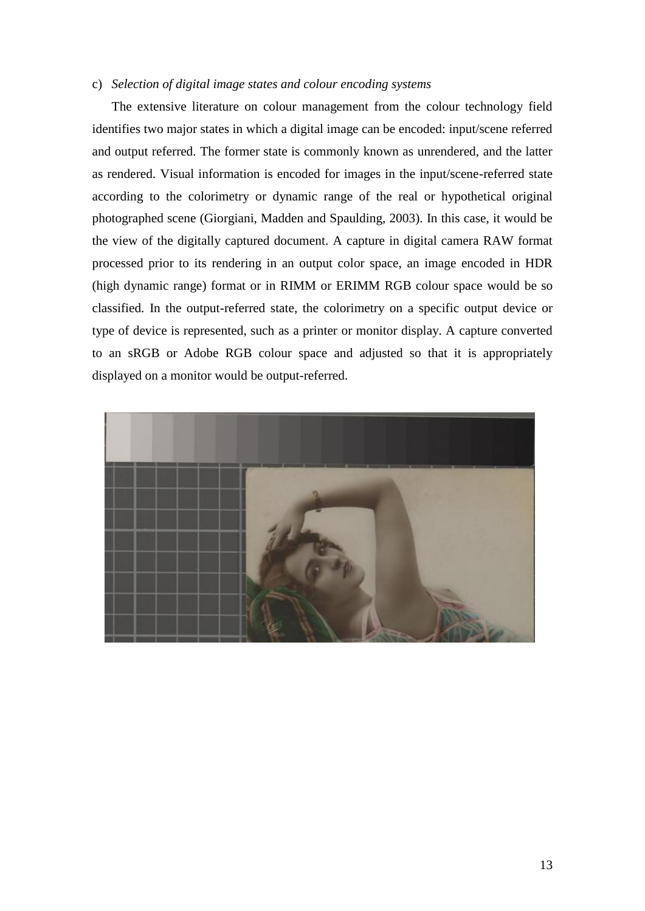c) *Selection of digital image states and colour encoding systems*

The extensive literature on colour management from the colour technology field identifies two major states in which a digital image can be encoded: input/scene referred and output referred. The former state is commonly known as unrendered, and the latter as rendered. Visual information is encoded for images in the input/scene-referred state according to the colorimetry or dynamic range of the real or hypothetical original photographed scene (Giorgiani, Madden and Spaulding, 2003). In this case, it would be the view of the digitally captured document. A capture in digital camera RAW format processed prior to its rendering in an output color space, an image encoded in HDR (high dynamic range) format or in RIMM or ERIMM RGB colour space would be so classified. In the output-referred state, the colorimetry on a specific output device or type of device is represented, such as a printer or monitor display. A capture converted to an sRGB or Adobe RGB colour space and adjusted so that it is appropriately displayed on a monitor would be output-referred.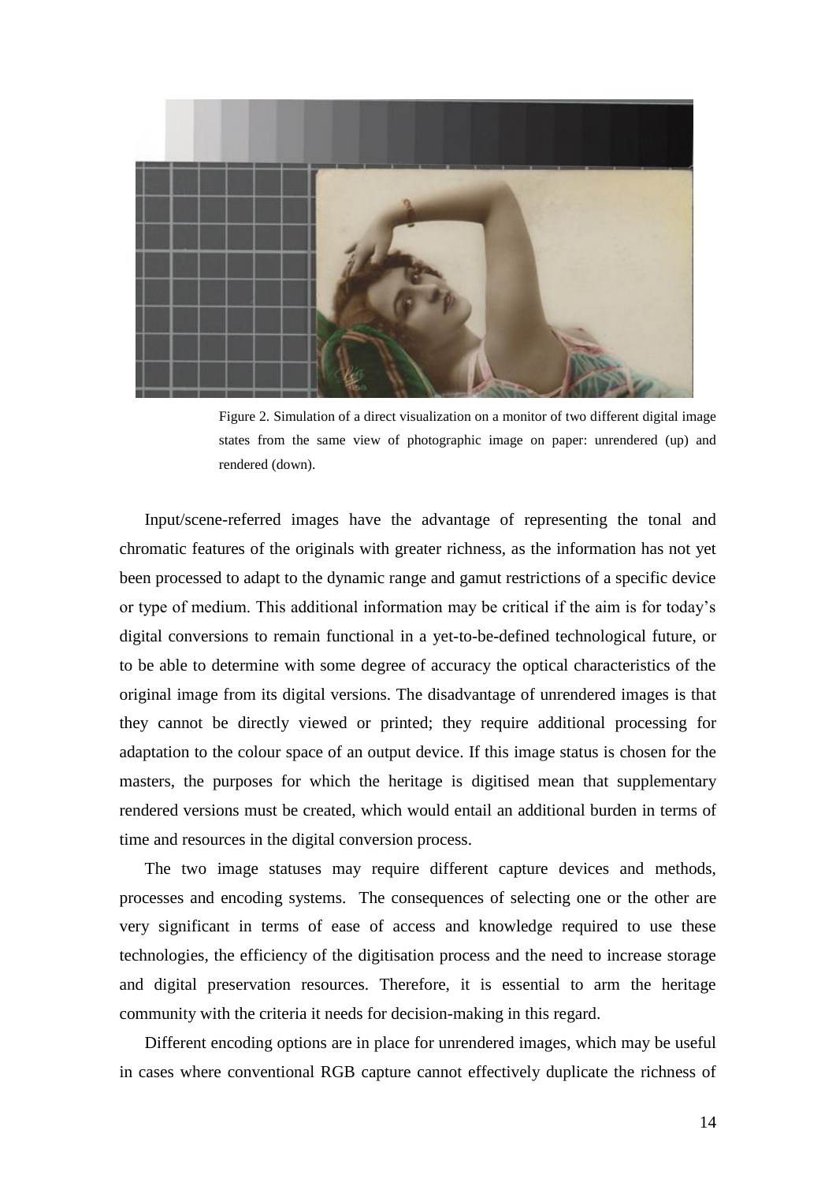Figure 2. Simulation of a direct visualization on a monitor of two different digital image states from the same view of photographic image on paper: unrendered (up) and rendered (down).

Input/scene-referred images have the advantage of representing the tonal and chromatic features of the originals with greater richness, as the information has not yet been processed to adapt to the dynamic range and gamut restrictions of a specific device or type of medium. This additional information may be critical if the aim is for today's digital conversions to remain functional in a yet-to-be-defined technological future, or to be able to determine with some degree of accuracy the optical characteristics of the original image from its digital versions. The disadvantage of unrendered images is that they cannot be directly viewed or printed; they require additional processing for adaptation to the colour space of an output device. If this image status is chosen for the masters, the purposes for which the heritage is digitised mean that supplementary rendered versions must be created, which would entail an additional burden in terms of time and resources in the digital conversion process.

The two image statuses may require different capture devices and methods, processes and encoding systems. The consequences of selecting one or the other are very significant in terms of ease of access and knowledge required to use these technologies, the efficiency of the digitisation process and the need to increase storage and digital preservation resources. Therefore, it is essential to arm the heritage community with the criteria it needs for decision-making in this regard.

Different encoding options are in place for unrendered images, which may be useful in cases where conventional RGB capture cannot effectively duplicate the richness of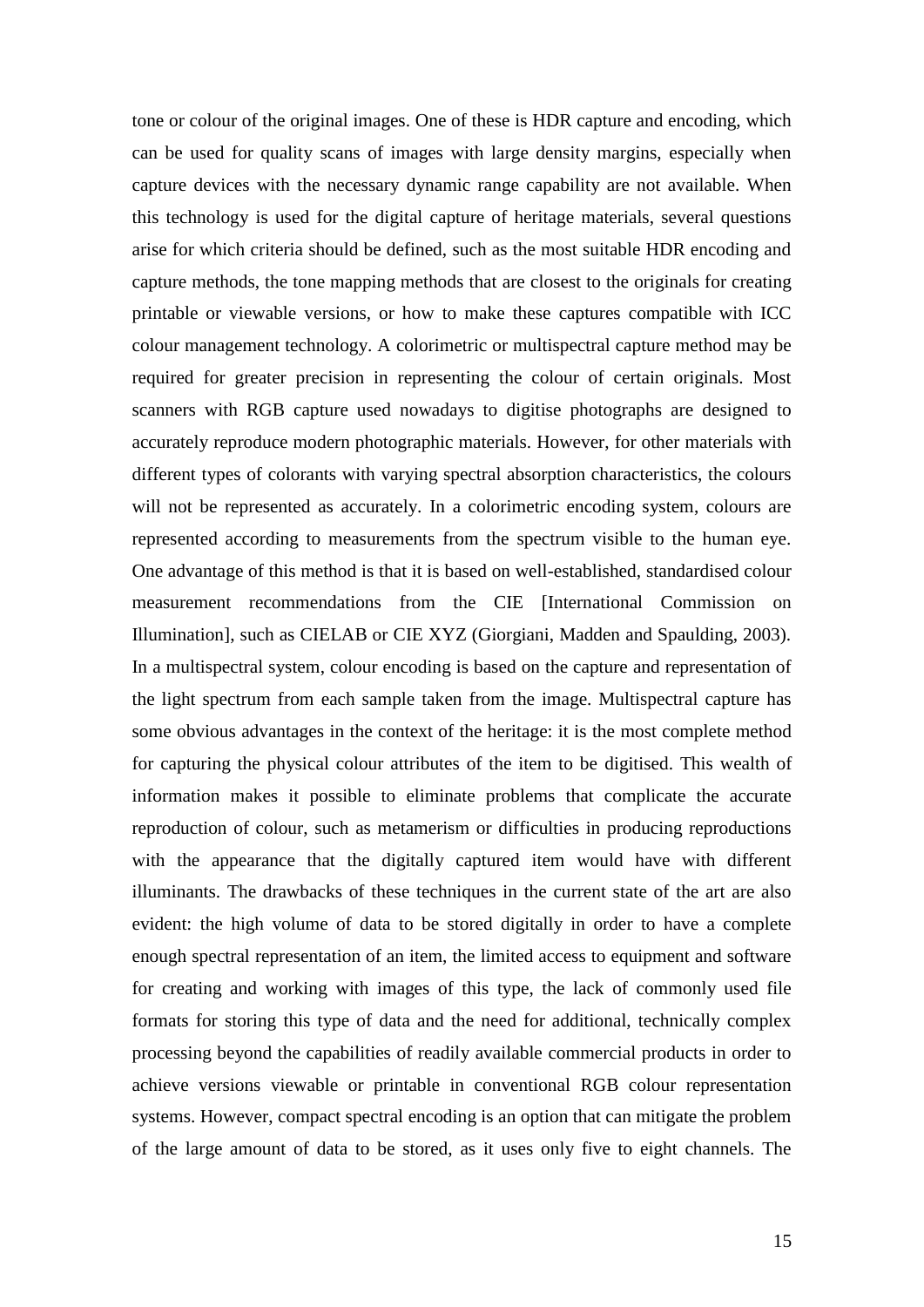tone or colour of the original images. One of these is HDR capture and encoding, which can be used for quality scans of images with large density margins, especially when capture devices with the necessary dynamic range capability are not available. When this technology is used for the digital capture of heritage materials, several questions arise for which criteria should be defined, such as the most suitable HDR encoding and capture methods, the tone mapping methods that are closest to the originals for creating printable or viewable versions, or how to make these captures compatible with ICC colour management technology. A colorimetric or multispectral capture method may be required for greater precision in representing the colour of certain originals. Most scanners with RGB capture used nowadays to digitise photographs are designed to accurately reproduce modern photographic materials. However, for other materials with different types of colorants with varying spectral absorption characteristics, the colours will not be represented as accurately. In a colorimetric encoding system, colours are represented according to measurements from the spectrum visible to the human eye. One advantage of this method is that it is based on well-established, standardised colour measurement recommendations from the CIE [International Commission on Illumination], such as CIELAB or CIE XYZ (Giorgiani, Madden and Spaulding, 2003). In a multispectral system, colour encoding is based on the capture and representation of the light spectrum from each sample taken from the image. Multispectral capture has some obvious advantages in the context of the heritage: it is the most complete method for capturing the physical colour attributes of the item to be digitised. This wealth of information makes it possible to eliminate problems that complicate the accurate reproduction of colour, such as metamerism or difficulties in producing reproductions with the appearance that the digitally captured item would have with different illuminants. The drawbacks of these techniques in the current state of the art are also evident: the high volume of data to be stored digitally in order to have a complete enough spectral representation of an item, the limited access to equipment and software for creating and working with images of this type, the lack of commonly used file formats for storing this type of data and the need for additional, technically complex processing beyond the capabilities of readily available commercial products in order to achieve versions viewable or printable in conventional RGB colour representation systems. However, compact spectral encoding is an option that can mitigate the problem of the large amount of data to be stored, as it uses only five to eight channels. The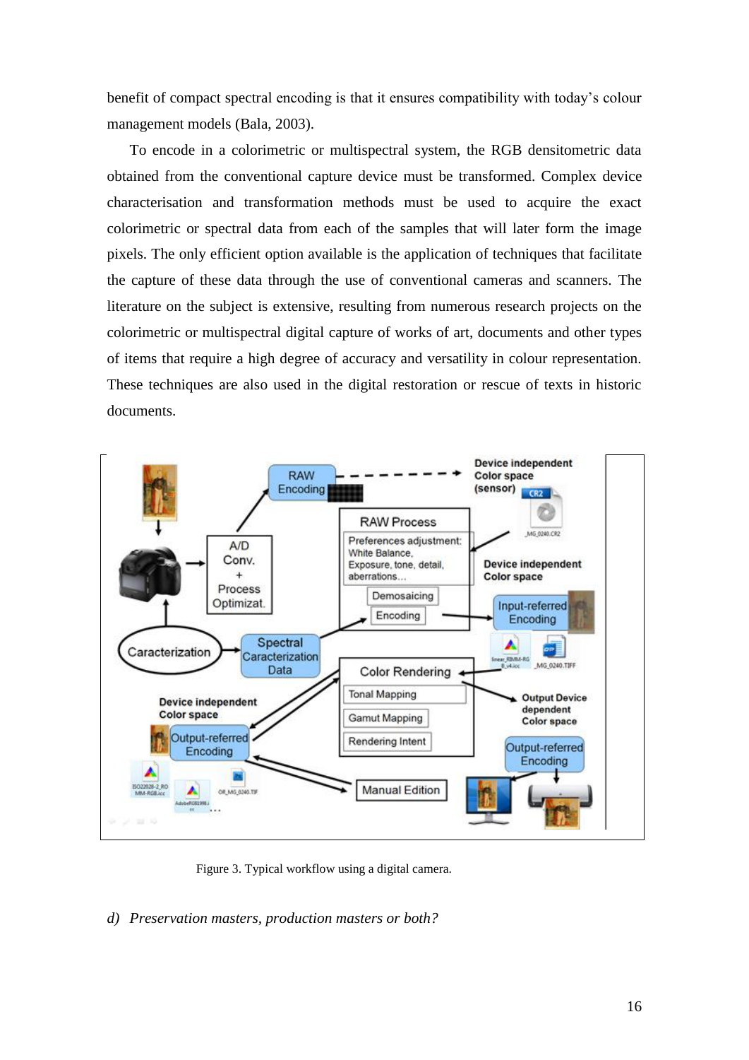benefit of compact spectral encoding is that it ensures compatibility with today's colour management models (Bala, 2003).

To encode in a colorimetric or multispectral system, the RGB densitometric data obtained from the conventional capture device must be transformed. Complex device characterisation and transformation methods must be used to acquire the exact colorimetric or spectral data from each of the samples that will later form the image pixels. The only efficient option available is the application of techniques that facilitate the capture of these data through the use of conventional cameras and scanners. The literature on the subject is extensive, resulting from numerous research projects on the colorimetric or multispectral digital capture of works of art, documents and other types of items that require a high degree of accuracy and versatility in colour representation. These techniques are also used in the digital restoration or rescue of texts in historic documents.

RAW Encoding

Device independent Color space (sensor)

CR2

_MG_0240.CR2

A/D Conv. + Process Optimizat.

RAW Process

Preferences adjustment: White Balance, Exposure, tone, detail, aberrations…

Demosaicing

Encoding

Device independent Color space

Input-referred Encoding

linear_RIMM-RGB_v4.icc

_MG_0240.TIFF

Caracterization

Spectral Caracterization Data

Color Rendering

Tonal Mapping

Gamut Mapping

Rendering Intent

Output Device dependent Color space

Device independent Color space

Output-referred Encoding

ISO22028-2_ROMM-RGB.icc

AdobeRGB1998.icc

OR_MG_0240.TIF

…

Manual Edition

Output-referred Encoding

Figure 3. Typical workflow using a digital camera.

*d) Preservation masters, production masters or both?*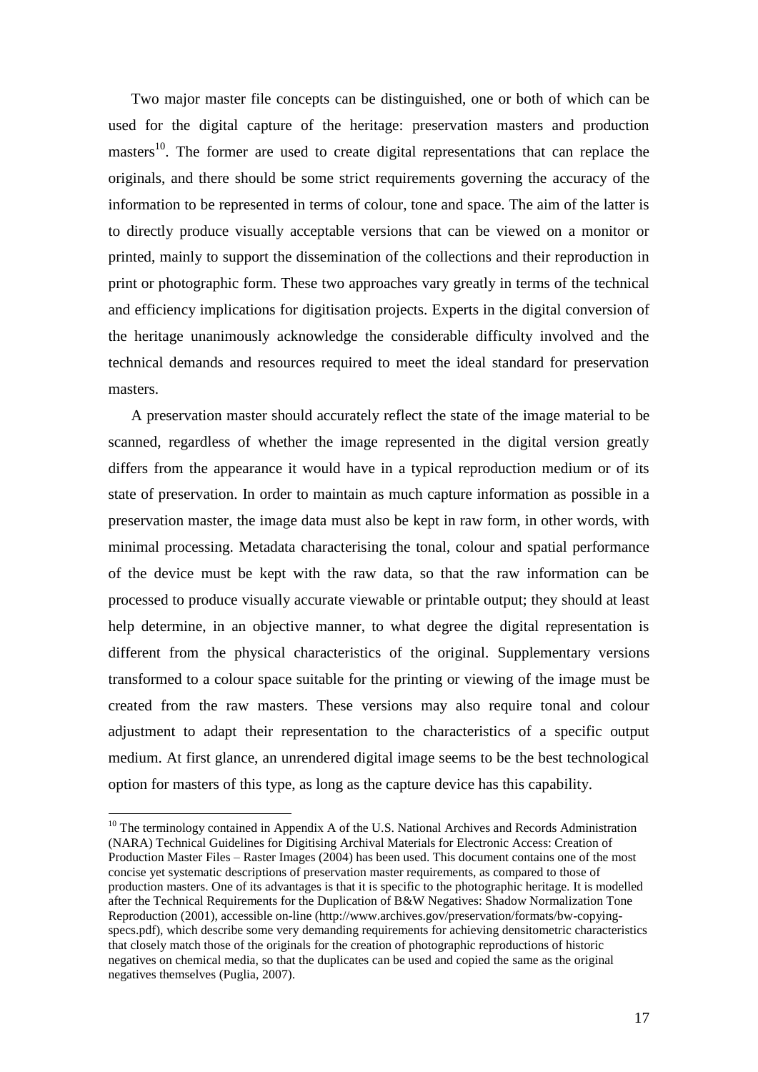Two major master file concepts can be distinguished, one or both of which can be used for the digital capture of the heritage: preservation masters and production masters[10]. The former are used to create digital representations that can replace the originals, and there should be some strict requirements governing the accuracy of the information to be represented in terms of colour, tone and space. The aim of the latter is to directly produce visually acceptable versions that can be viewed on a monitor or printed, mainly to support the dissemination of the collections and their reproduction in print or photographic form. These two approaches vary greatly in terms of the technical and efficiency implications for digitisation projects. Experts in the digital conversion of the heritage unanimously acknowledge the considerable difficulty involved and the technical demands and resources required to meet the ideal standard for preservation masters.

A preservation master should accurately reflect the state of the image material to be scanned, regardless of whether the image represented in the digital version greatly differs from the appearance it would have in a typical reproduction medium or of its state of preservation. In order to maintain as much capture information as possible in a preservation master, the image data must also be kept in raw form, in other words, with minimal processing. Metadata characterising the tonal, colour and spatial performance of the device must be kept with the raw data, so that the raw information can be processed to produce visually accurate viewable or printable output; they should at least help determine, in an objective manner, to what degree the digital representation is different from the physical characteristics of the original. Supplementary versions transformed to a colour space suitable for the printing or viewing of the image must be created from the raw masters. These versions may also require tonal and colour adjustment to adapt their representation to the characteristics of a specific output medium. At first glance, an unrendered digital image seems to be the best technological option for masters of this type, as long as the capture device has this capability.

[10] The terminology contained in Appendix A of the U.S. National Archives and Records Administration (NARA) Technical Guidelines for Digitising Archival Materials for Electronic Access: Creation of Production Master Files – Raster Images (2004) has been used. This document contains one of the most concise yet systematic descriptions of preservation master requirements, as compared to those of production masters. One of its advantages is that it is specific to the photographic heritage. It is modelled after the Technical Requirements for the Duplication of B&W Negatives: Shadow Normalization Tone Reproduction (2001), accessible on-line (http://www.archives.gov/preservation/formats/bw-copying-specs.pdf), which describe some very demanding requirements for achieving densitometric characteristics that closely match those of the originals for the creation of photographic reproductions of historic negatives on chemical media, so that the duplicates can be used and copied the same as the original negatives themselves (Puglia, 2007).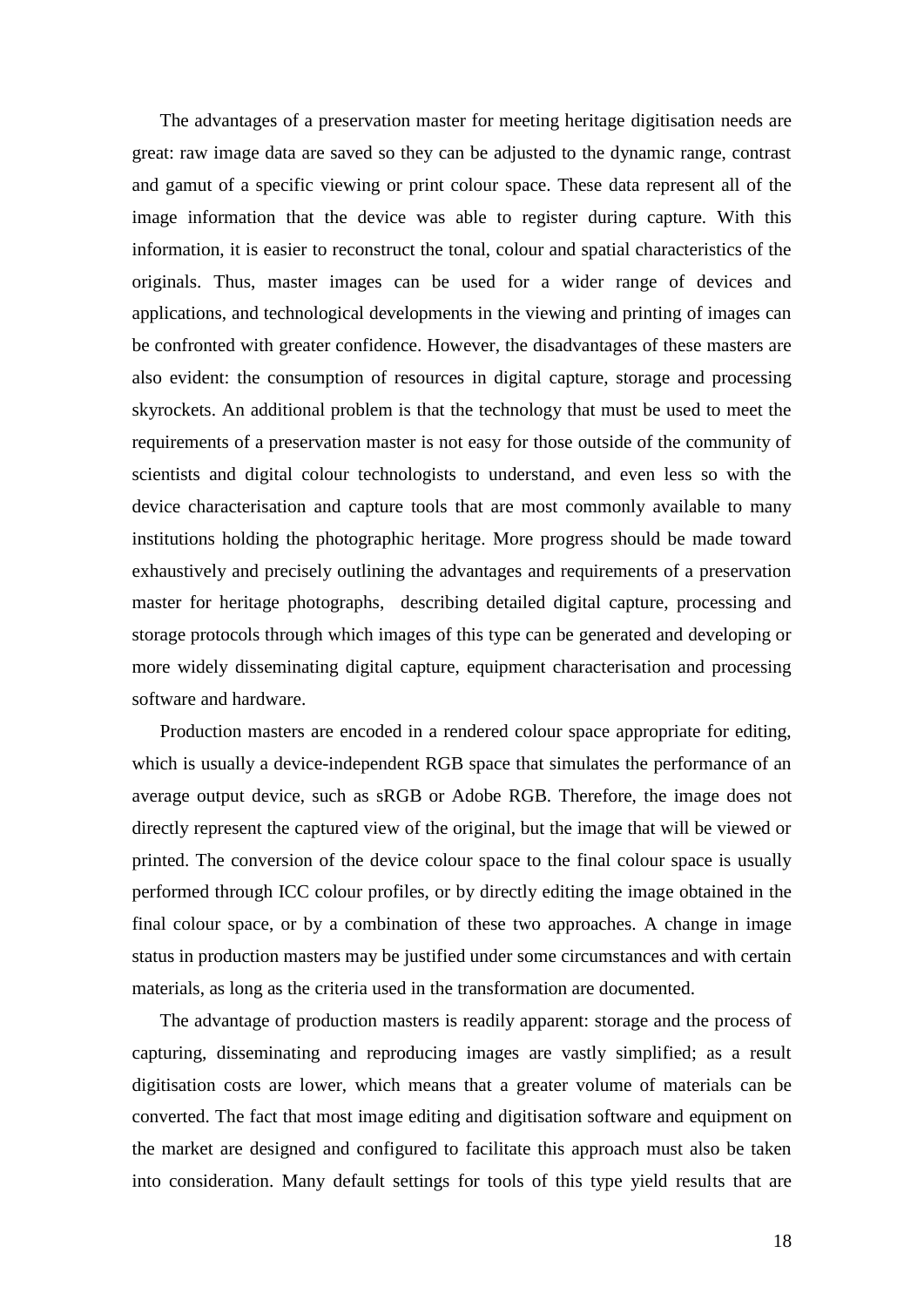The advantages of a preservation master for meeting heritage digitisation needs are great: raw image data are saved so they can be adjusted to the dynamic range, contrast and gamut of a specific viewing or print colour space. These data represent all of the image information that the device was able to register during capture. With this information, it is easier to reconstruct the tonal, colour and spatial characteristics of the originals. Thus, master images can be used for a wider range of devices and applications, and technological developments in the viewing and printing of images can be confronted with greater confidence. However, the disadvantages of these masters are also evident: the consumption of resources in digital capture, storage and processing skyrockets. An additional problem is that the technology that must be used to meet the requirements of a preservation master is not easy for those outside of the community of scientists and digital colour technologists to understand, and even less so with the device characterisation and capture tools that are most commonly available to many institutions holding the photographic heritage. More progress should be made toward exhaustively and precisely outlining the advantages and requirements of a preservation master for heritage photographs, describing detailed digital capture, processing and storage protocols through which images of this type can be generated and developing or more widely disseminating digital capture, equipment characterisation and processing software and hardware.

Production masters are encoded in a rendered colour space appropriate for editing, which is usually a device-independent RGB space that simulates the performance of an average output device, such as sRGB or Adobe RGB. Therefore, the image does not directly represent the captured view of the original, but the image that will be viewed or printed. The conversion of the device colour space to the final colour space is usually performed through ICC colour profiles, or by directly editing the image obtained in the final colour space, or by a combination of these two approaches. A change in image status in production masters may be justified under some circumstances and with certain materials, as long as the criteria used in the transformation are documented.

The advantage of production masters is readily apparent: storage and the process of capturing, disseminating and reproducing images are vastly simplified; as a result digitisation costs are lower, which means that a greater volume of materials can be converted. The fact that most image editing and digitisation software and equipment on the market are designed and configured to facilitate this approach must also be taken into consideration. Many default settings for tools of this type yield results that are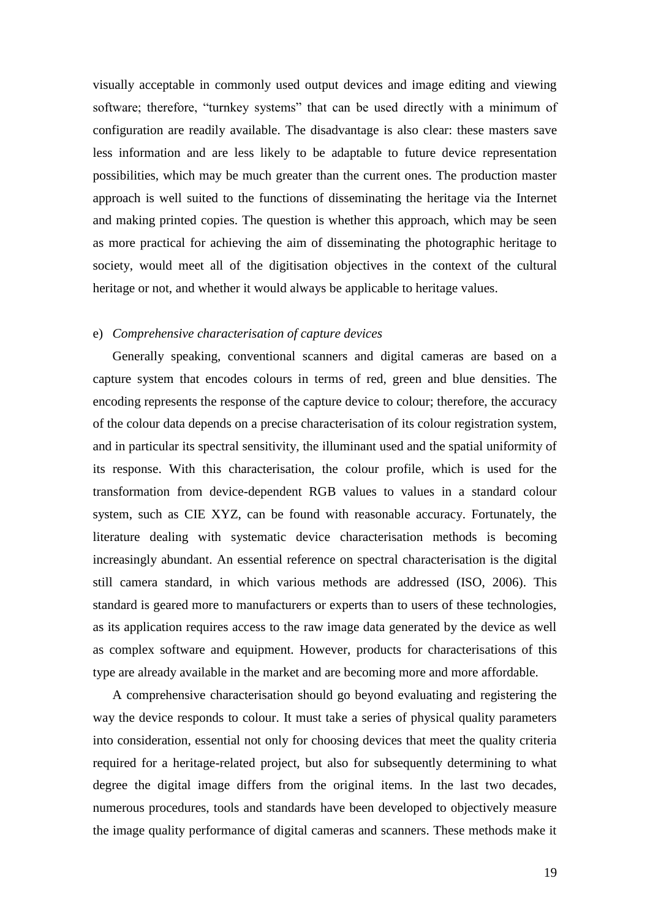visually acceptable in commonly used output devices and image editing and viewing software; therefore, "turnkey systems" that can be used directly with a minimum of configuration are readily available. The disadvantage is also clear: these masters save less information and are less likely to be adaptable to future device representation possibilities, which may be much greater than the current ones. The production master approach is well suited to the functions of disseminating the heritage via the Internet and making printed copies. The question is whether this approach, which may be seen as more practical for achieving the aim of disseminating the photographic heritage to society, would meet all of the digitisation objectives in the context of the cultural heritage or not, and whether it would always be applicable to heritage values.

e) *Comprehensive characterisation of capture devices*

Generally speaking, conventional scanners and digital cameras are based on a capture system that encodes colours in terms of red, green and blue densities. The encoding represents the response of the capture device to colour; therefore, the accuracy of the colour data depends on a precise characterisation of its colour registration system, and in particular its spectral sensitivity, the illuminant used and the spatial uniformity of its response. With this characterisation, the colour profile, which is used for the transformation from device-dependent RGB values to values in a standard colour system, such as CIE XYZ, can be found with reasonable accuracy. Fortunately, the literature dealing with systematic device characterisation methods is becoming increasingly abundant. An essential reference on spectral characterisation is the digital still camera standard, in which various methods are addressed (ISO, 2006). This standard is geared more to manufacturers or experts than to users of these technologies, as its application requires access to the raw image data generated by the device as well as complex software and equipment. However, products for characterisations of this type are already available in the market and are becoming more and more affordable.

A comprehensive characterisation should go beyond evaluating and registering the way the device responds to colour. It must take a series of physical quality parameters into consideration, essential not only for choosing devices that meet the quality criteria required for a heritage-related project, but also for subsequently determining to what degree the digital image differs from the original items. In the last two decades, numerous procedures, tools and standards have been developed to objectively measure the image quality performance of digital cameras and scanners. These methods make it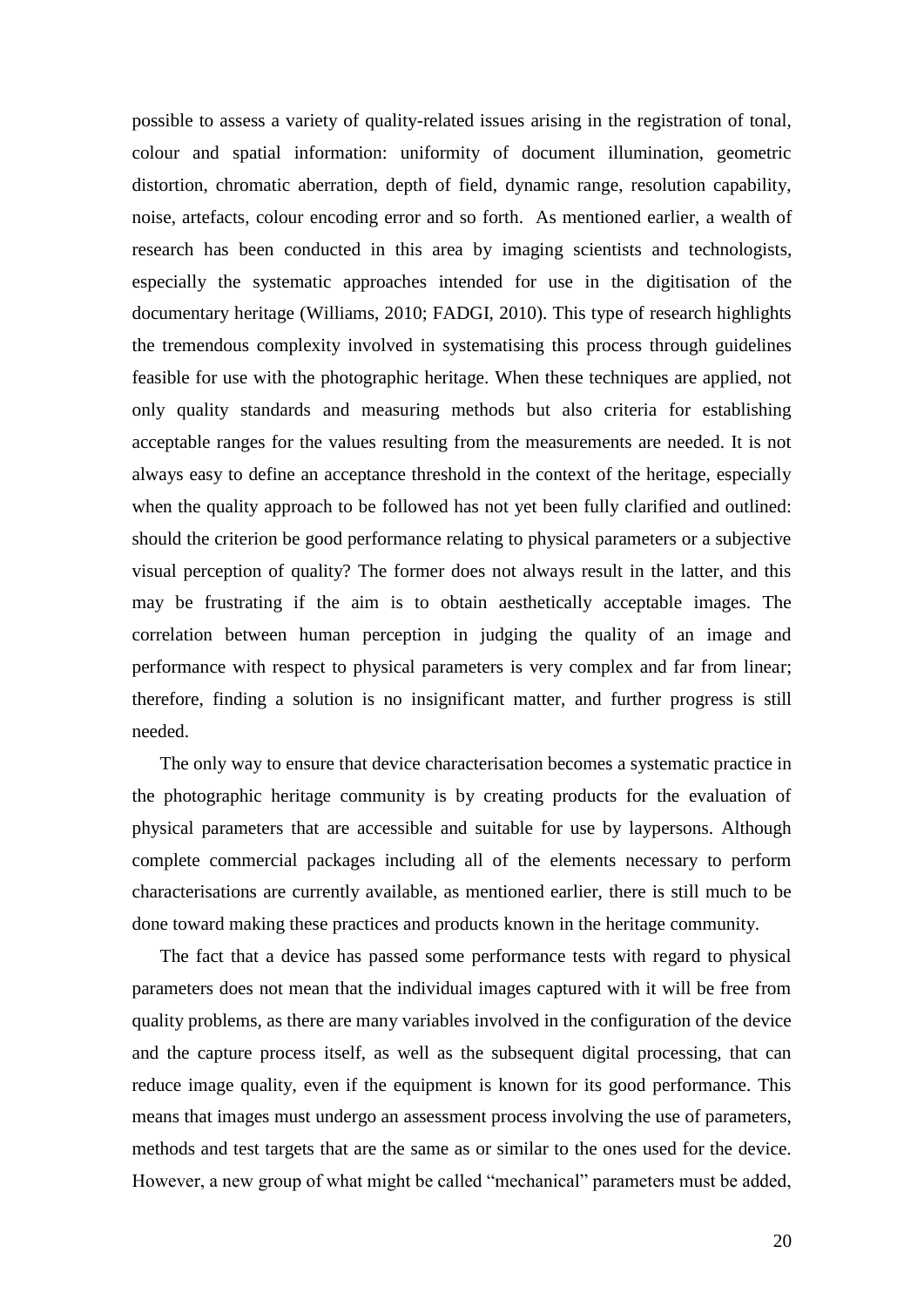possible to assess a variety of quality-related issues arising in the registration of tonal, colour and spatial information: uniformity of document illumination, geometric distortion, chromatic aberration, depth of field, dynamic range, resolution capability, noise, artefacts, colour encoding error and so forth. As mentioned earlier, a wealth of research has been conducted in this area by imaging scientists and technologists, especially the systematic approaches intended for use in the digitisation of the documentary heritage (Williams, 2010; FADGI, 2010). This type of research highlights the tremendous complexity involved in systematising this process through guidelines feasible for use with the photographic heritage. When these techniques are applied, not only quality standards and measuring methods but also criteria for establishing acceptable ranges for the values resulting from the measurements are needed. It is not always easy to define an acceptance threshold in the context of the heritage, especially when the quality approach to be followed has not yet been fully clarified and outlined: should the criterion be good performance relating to physical parameters or a subjective visual perception of quality? The former does not always result in the latter, and this may be frustrating if the aim is to obtain aesthetically acceptable images. The correlation between human perception in judging the quality of an image and performance with respect to physical parameters is very complex and far from linear; therefore, finding a solution is no insignificant matter, and further progress is still needed.

The only way to ensure that device characterisation becomes a systematic practice in the photographic heritage community is by creating products for the evaluation of physical parameters that are accessible and suitable for use by laypersons. Although complete commercial packages including all of the elements necessary to perform characterisations are currently available, as mentioned earlier, there is still much to be done toward making these practices and products known in the heritage community.

The fact that a device has passed some performance tests with regard to physical parameters does not mean that the individual images captured with it will be free from quality problems, as there are many variables involved in the configuration of the device and the capture process itself, as well as the subsequent digital processing, that can reduce image quality, even if the equipment is known for its good performance. This means that images must undergo an assessment process involving the use of parameters, methods and test targets that are the same as or similar to the ones used for the device. However, a new group of what might be called "mechanical" parameters must be added,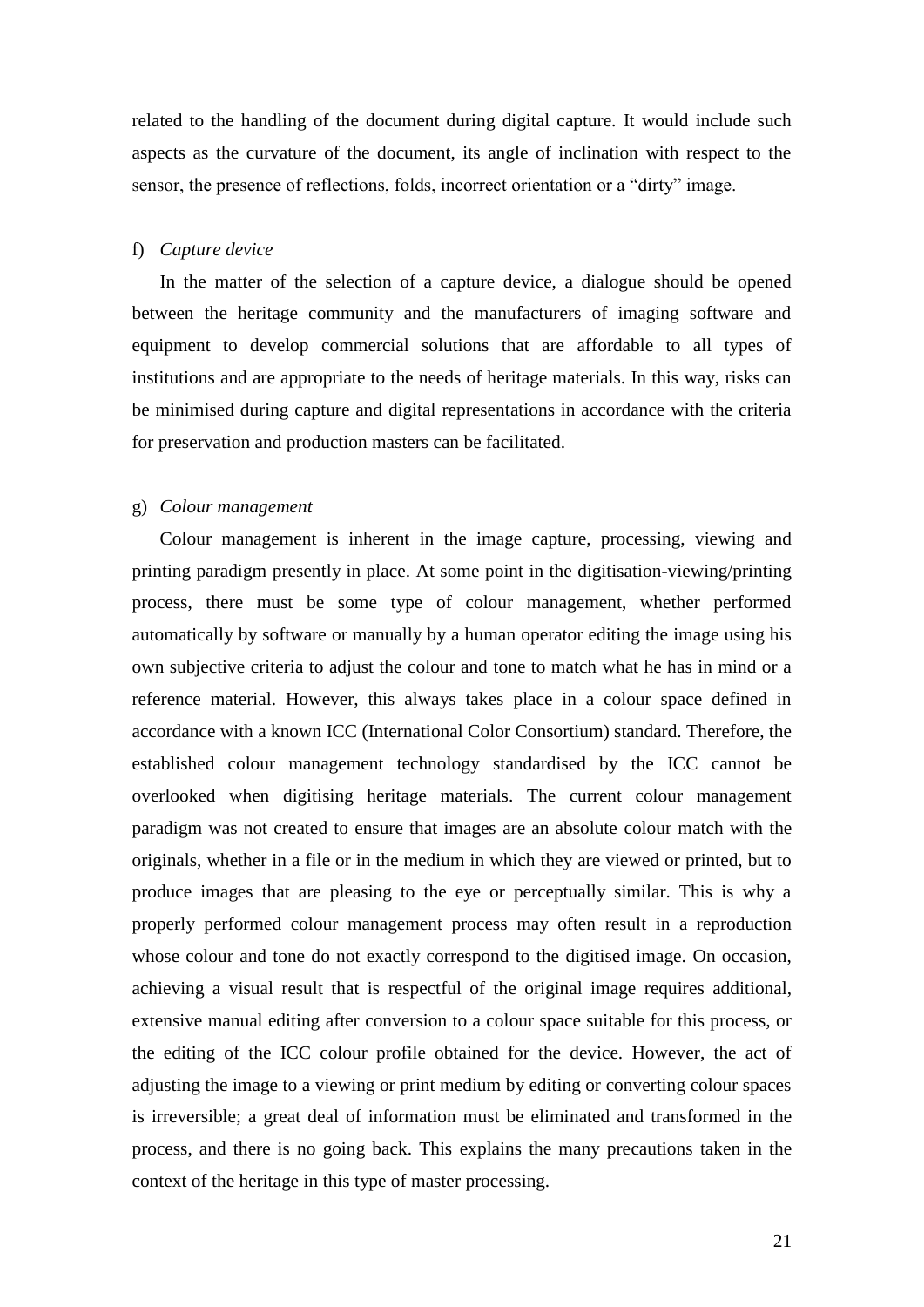related to the handling of the document during digital capture. It would include such aspects as the curvature of the document, its angle of inclination with respect to the sensor, the presence of reflections, folds, incorrect orientation or a "dirty" image.

f) *Capture device*

In the matter of the selection of a capture device, a dialogue should be opened between the heritage community and the manufacturers of imaging software and equipment to develop commercial solutions that are affordable to all types of institutions and are appropriate to the needs of heritage materials. In this way, risks can be minimised during capture and digital representations in accordance with the criteria for preservation and production masters can be facilitated.

g) *Colour management*

Colour management is inherent in the image capture, processing, viewing and printing paradigm presently in place. At some point in the digitisation-viewing/printing process, there must be some type of colour management, whether performed automatically by software or manually by a human operator editing the image using his own subjective criteria to adjust the colour and tone to match what he has in mind or a reference material. However, this always takes place in a colour space defined in accordance with a known ICC (International Color Consortium) standard. Therefore, the established colour management technology standardised by the ICC cannot be overlooked when digitising heritage materials. The current colour management paradigm was not created to ensure that images are an absolute colour match with the originals, whether in a file or in the medium in which they are viewed or printed, but to produce images that are pleasing to the eye or perceptually similar. This is why a properly performed colour management process may often result in a reproduction whose colour and tone do not exactly correspond to the digitised image. On occasion, achieving a visual result that is respectful of the original image requires additional, extensive manual editing after conversion to a colour space suitable for this process, or the editing of the ICC colour profile obtained for the device. However, the act of adjusting the image to a viewing or print medium by editing or converting colour spaces is irreversible; a great deal of information must be eliminated and transformed in the process, and there is no going back. This explains the many precautions taken in the context of the heritage in this type of master processing.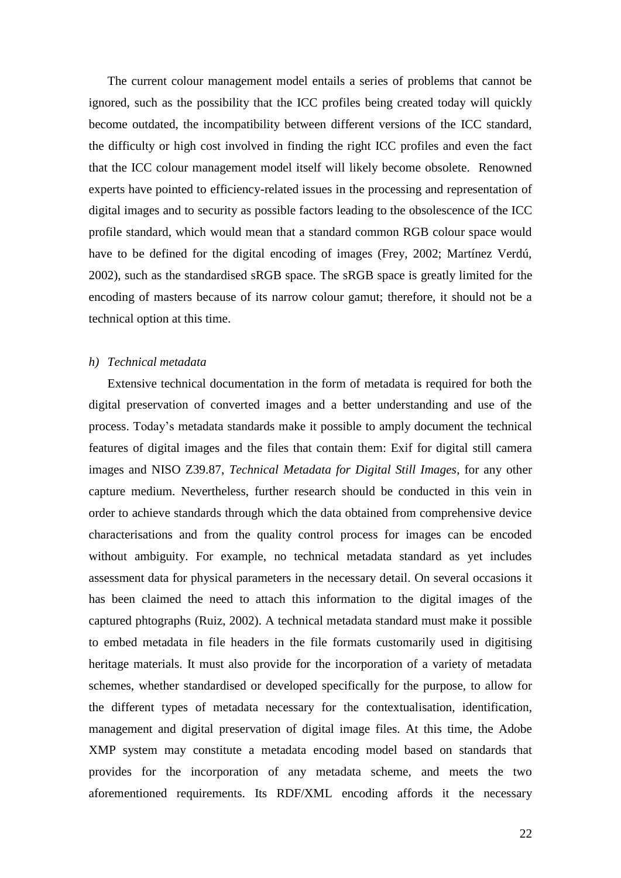The current colour management model entails a series of problems that cannot be ignored, such as the possibility that the ICC profiles being created today will quickly become outdated, the incompatibility between different versions of the ICC standard, the difficulty or high cost involved in finding the right ICC profiles and even the fact that the ICC colour management model itself will likely become obsolete. Renowned experts have pointed to efficiency-related issues in the processing and representation of digital images and to security as possible factors leading to the obsolescence of the ICC profile standard, which would mean that a standard common RGB colour space would have to be defined for the digital encoding of images (Frey, 2002; Martínez Verdú, 2002), such as the standardised sRGB space. The sRGB space is greatly limited for the encoding of masters because of its narrow colour gamut; therefore, it should not be a technical option at this time.

*h) Technical metadata*

Extensive technical documentation in the form of metadata is required for both the digital preservation of converted images and a better understanding and use of the process. Today's metadata standards make it possible to amply document the technical features of digital images and the files that contain them: Exif for digital still camera images and NISO Z39.87, *Technical Metadata for Digital Still Images*, for any other capture medium. Nevertheless, further research should be conducted in this vein in order to achieve standards through which the data obtained from comprehensive device characterisations and from the quality control process for images can be encoded without ambiguity. For example, no technical metadata standard as yet includes assessment data for physical parameters in the necessary detail. On several occasions it has been claimed the need to attach this information to the digital images of the captured phtographs (Ruiz, 2002). A technical metadata standard must make it possible to embed metadata in file headers in the file formats customarily used in digitising heritage materials. It must also provide for the incorporation of a variety of metadata schemes, whether standardised or developed specifically for the purpose, to allow for the different types of metadata necessary for the contextualisation, identification, management and digital preservation of digital image files. At this time, the Adobe XMP system may constitute a metadata encoding model based on standards that provides for the incorporation of any metadata scheme, and meets the two aforementioned requirements. Its RDF/XML encoding affords it the necessary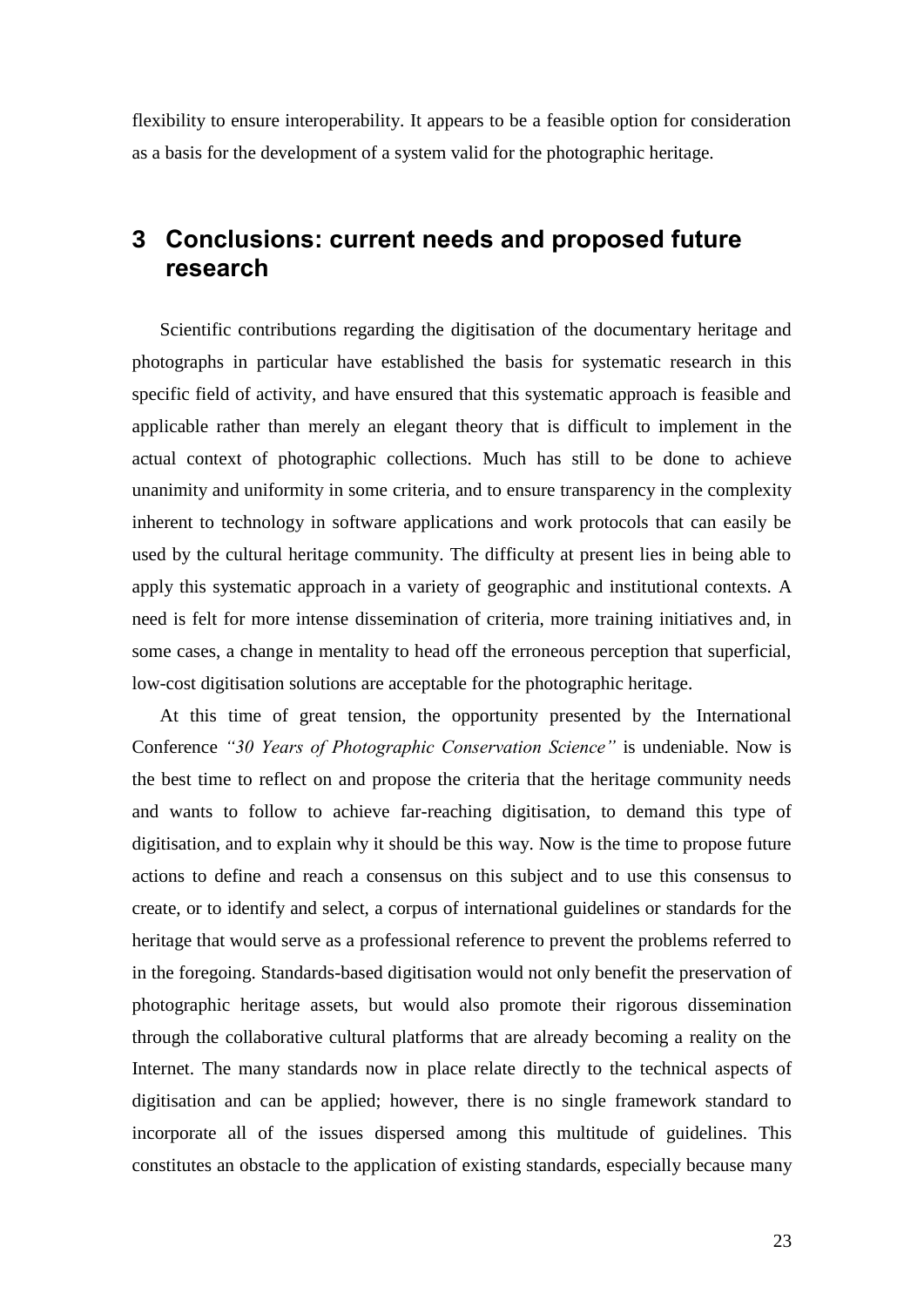flexibility to ensure interoperability. It appears to be a feasible option for consideration as a basis for the development of a system valid for the photographic heritage.

# 3 Conclusions: current needs and proposed future research

Scientific contributions regarding the digitisation of the documentary heritage and photographs in particular have established the basis for systematic research in this specific field of activity, and have ensured that this systematic approach is feasible and applicable rather than merely an elegant theory that is difficult to implement in the actual context of photographic collections. Much has still to be done to achieve unanimity and uniformity in some criteria, and to ensure transparency in the complexity inherent to technology in software applications and work protocols that can easily be used by the cultural heritage community. The difficulty at present lies in being able to apply this systematic approach in a variety of geographic and institutional contexts. A need is felt for more intense dissemination of criteria, more training initiatives and, in some cases, a change in mentality to head off the erroneous perception that superficial, low-cost digitisation solutions are acceptable for the photographic heritage.

At this time of great tension, the opportunity presented by the International Conference *"30 Years of Photographic Conservation Science"* is undeniable. Now is the best time to reflect on and propose the criteria that the heritage community needs and wants to follow to achieve far-reaching digitisation, to demand this type of digitisation, and to explain why it should be this way. Now is the time to propose future actions to define and reach a consensus on this subject and to use this consensus to create, or to identify and select, a corpus of international guidelines or standards for the heritage that would serve as a professional reference to prevent the problems referred to in the foregoing. Standards-based digitisation would not only benefit the preservation of photographic heritage assets, but would also promote their rigorous dissemination through the collaborative cultural platforms that are already becoming a reality on the Internet. The many standards now in place relate directly to the technical aspects of digitisation and can be applied; however, there is no single framework standard to incorporate all of the issues dispersed among this multitude of guidelines. This constitutes an obstacle to the application of existing standards, especially because many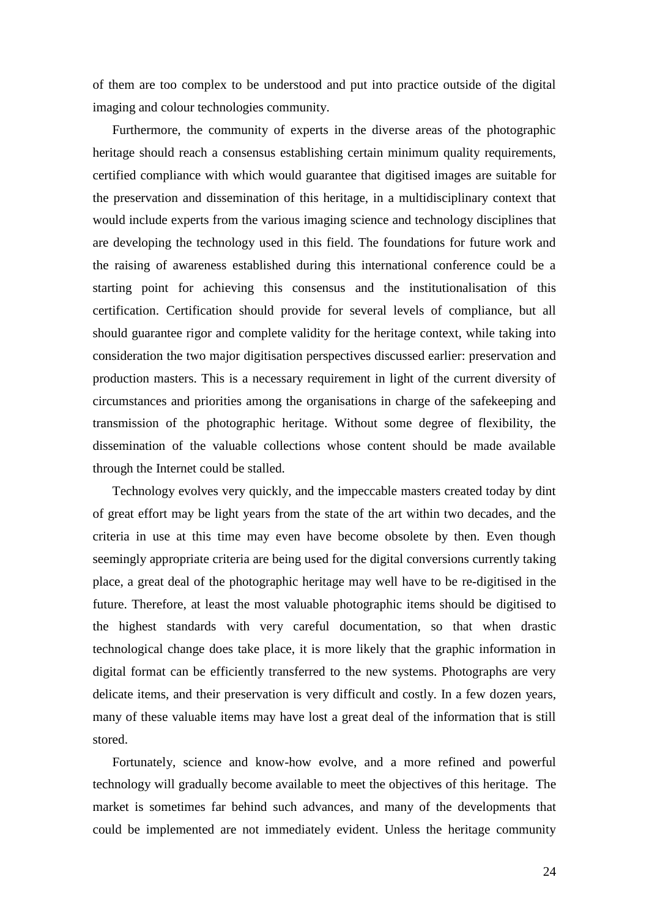of them are too complex to be understood and put into practice outside of the digital imaging and colour technologies community.

Furthermore, the community of experts in the diverse areas of the photographic heritage should reach a consensus establishing certain minimum quality requirements, certified compliance with which would guarantee that digitised images are suitable for the preservation and dissemination of this heritage, in a multidisciplinary context that would include experts from the various imaging science and technology disciplines that are developing the technology used in this field. The foundations for future work and the raising of awareness established during this international conference could be a starting point for achieving this consensus and the institutionalisation of this certification. Certification should provide for several levels of compliance, but all should guarantee rigor and complete validity for the heritage context, while taking into consideration the two major digitisation perspectives discussed earlier: preservation and production masters. This is a necessary requirement in light of the current diversity of circumstances and priorities among the organisations in charge of the safekeeping and transmission of the photographic heritage. Without some degree of flexibility, the dissemination of the valuable collections whose content should be made available through the Internet could be stalled.

Technology evolves very quickly, and the impeccable masters created today by dint of great effort may be light years from the state of the art within two decades, and the criteria in use at this time may even have become obsolete by then. Even though seemingly appropriate criteria are being used for the digital conversions currently taking place, a great deal of the photographic heritage may well have to be re-digitised in the future. Therefore, at least the most valuable photographic items should be digitised to the highest standards with very careful documentation, so that when drastic technological change does take place, it is more likely that the graphic information in digital format can be efficiently transferred to the new systems. Photographs are very delicate items, and their preservation is very difficult and costly. In a few dozen years, many of these valuable items may have lost a great deal of the information that is still stored.

Fortunately, science and know-how evolve, and a more refined and powerful technology will gradually become available to meet the objectives of this heritage. The market is sometimes far behind such advances, and many of the developments that could be implemented are not immediately evident. Unless the heritage community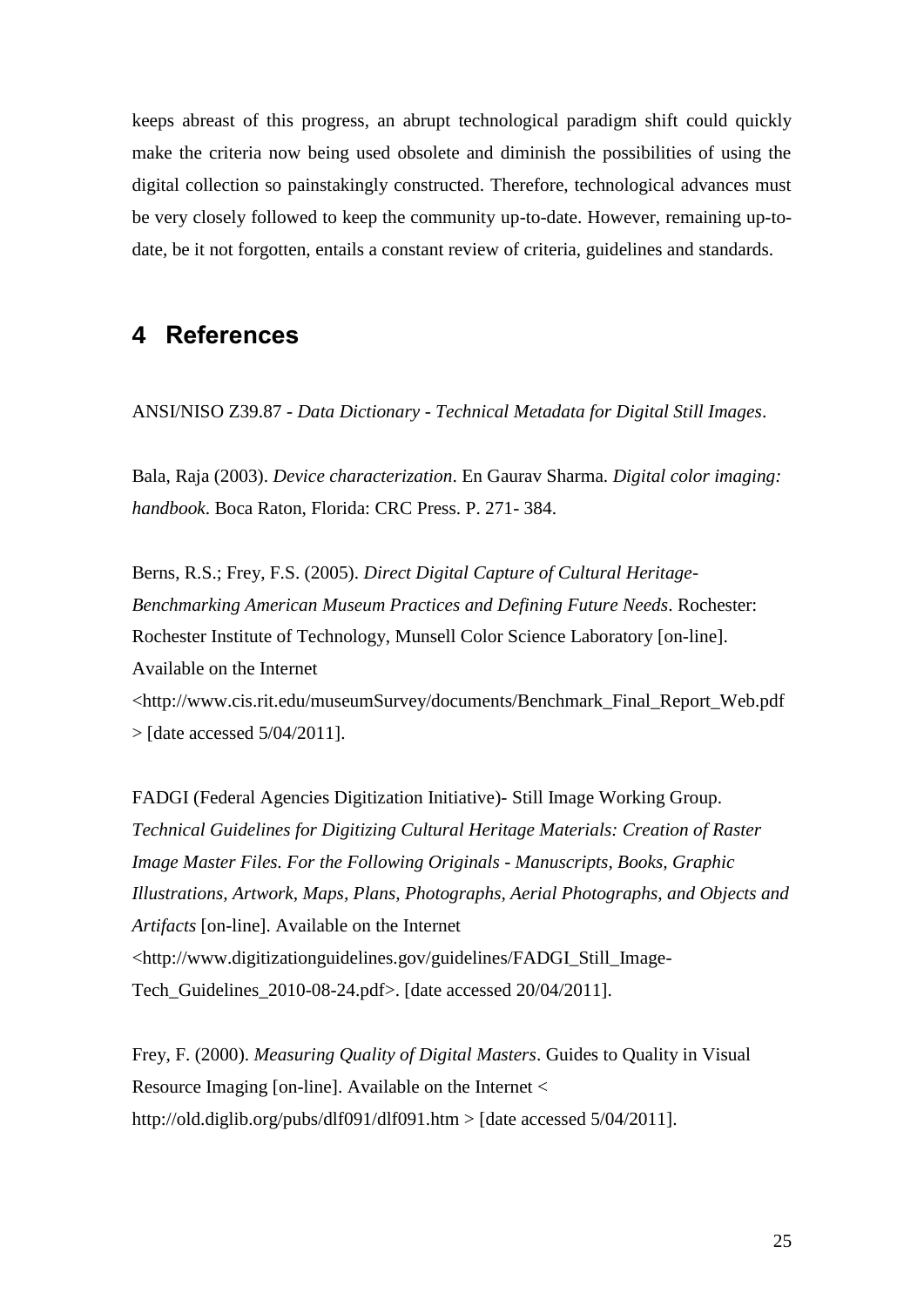keeps abreast of this progress, an abrupt technological paradigm shift could quickly make the criteria now being used obsolete and diminish the possibilities of using the digital collection so painstakingly constructed. Therefore, technological advances must be very closely followed to keep the community up-to-date. However, remaining up-to-date, be it not forgotten, entails a constant review of criteria, guidelines and standards.

# 4 References

ANSI/NISO Z39.87 - *Data Dictionary - Technical Metadata for Digital Still Images*.

Bala, Raja (2003). *Device characterization*. En Gaurav Sharma. *Digital color imaging: handbook*. Boca Raton, Florida: CRC Press. P. 271- 384.

Berns, R.S.; Frey, F.S. (2005). *Direct Digital Capture of Cultural Heritage-Benchmarking American Museum Practices and Defining Future Needs*. Rochester: Rochester Institute of Technology, Munsell Color Science Laboratory [on-line]. Available on the Internet <http://www.cis.rit.edu/museumSurvey/documents/Benchmark_Final_Report_Web.pdf > [date accessed 5/04/2011].

FADGI (Federal Agencies Digitization Initiative)- Still Image Working Group. *Technical Guidelines for Digitizing Cultural Heritage Materials: Creation of Raster Image Master Files. For the Following Originals - Manuscripts, Books, Graphic Illustrations, Artwork, Maps, Plans, Photographs, Aerial Photographs, and Objects and Artifacts* [on-line]. Available on the Internet <http://www.digitizationguidelines.gov/guidelines/FADGI_Still_Image-Tech_Guidelines_2010-08-24.pdf>. [date accessed 20/04/2011].

Frey, F. (2000). *Measuring Quality of Digital Masters*. Guides to Quality in Visual Resource Imaging [on-line]. Available on the Internet < http://old.diglib.org/pubs/dlf091/dlf091.htm > [date accessed 5/04/2011].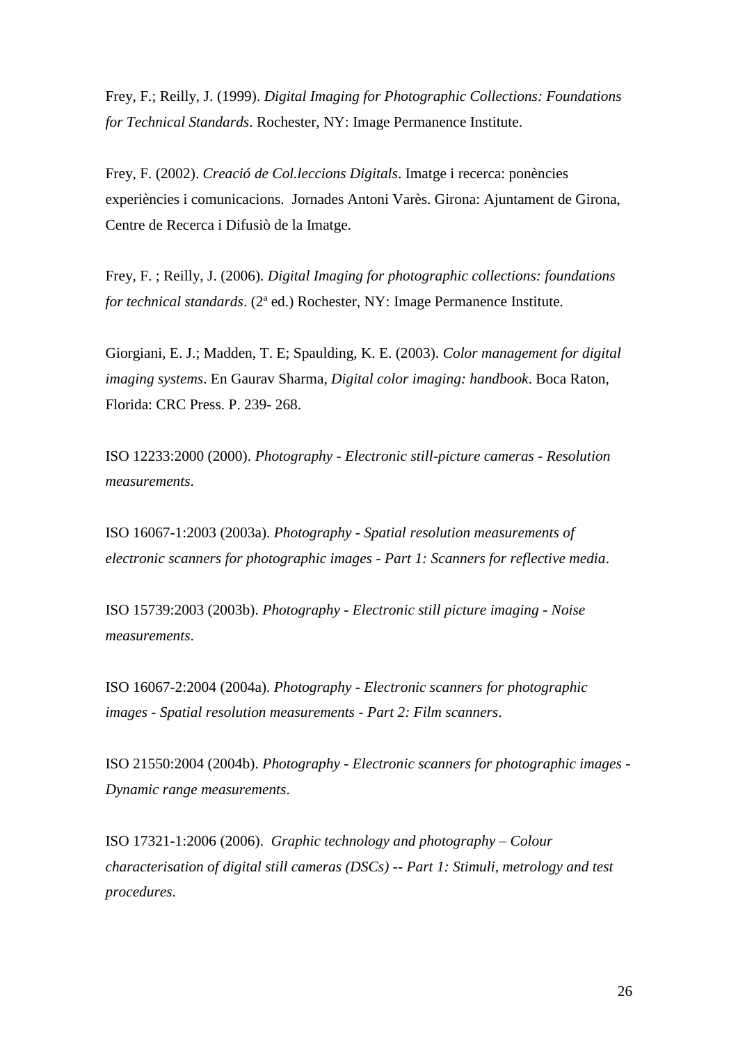Frey, F.; Reilly, J. (1999). *Digital Imaging for Photographic Collections: Foundations for Technical Standards*. Rochester, NY: Image Permanence Institute.

Frey, F. (2002). *Creació de Col.leccions Digitals*. Imatge i recerca: ponències experiències i comunicacions. Jornades Antoni Varès. Girona: Ajuntament de Girona, Centre de Recerca i Difusiò de la Imatge.

Frey, F. ; Reilly, J. (2006). *Digital Imaging for photographic collections: foundations for technical standards*. (2ª ed.) Rochester, NY: Image Permanence Institute.

Giorgiani, E. J.; Madden, T. E; Spaulding, K. E. (2003). *Color management for digital imaging systems*. En Gaurav Sharma, *Digital color imaging: handbook*. Boca Raton, Florida: CRC Press. P. 239- 268.

ISO 12233:2000 (2000). *Photography - Electronic still-picture cameras - Resolution measurements*.

ISO 16067-1:2003 (2003a). *Photography - Spatial resolution measurements of electronic scanners for photographic images - Part 1: Scanners for reflective media*.

ISO 15739:2003 (2003b). *Photography - Electronic still picture imaging - Noise measurements*.

ISO 16067-2:2004 (2004a). *Photography - Electronic scanners for photographic images - Spatial resolution measurements - Part 2: Film scanners*.

ISO 21550:2004 (2004b). *Photography - Electronic scanners for photographic images - Dynamic range measurements*.

ISO 17321-1:2006 (2006). *Graphic technology and photography – Colour characterisation of digital still cameras (DSCs) -- Part 1: Stimuli, metrology and test procedures*.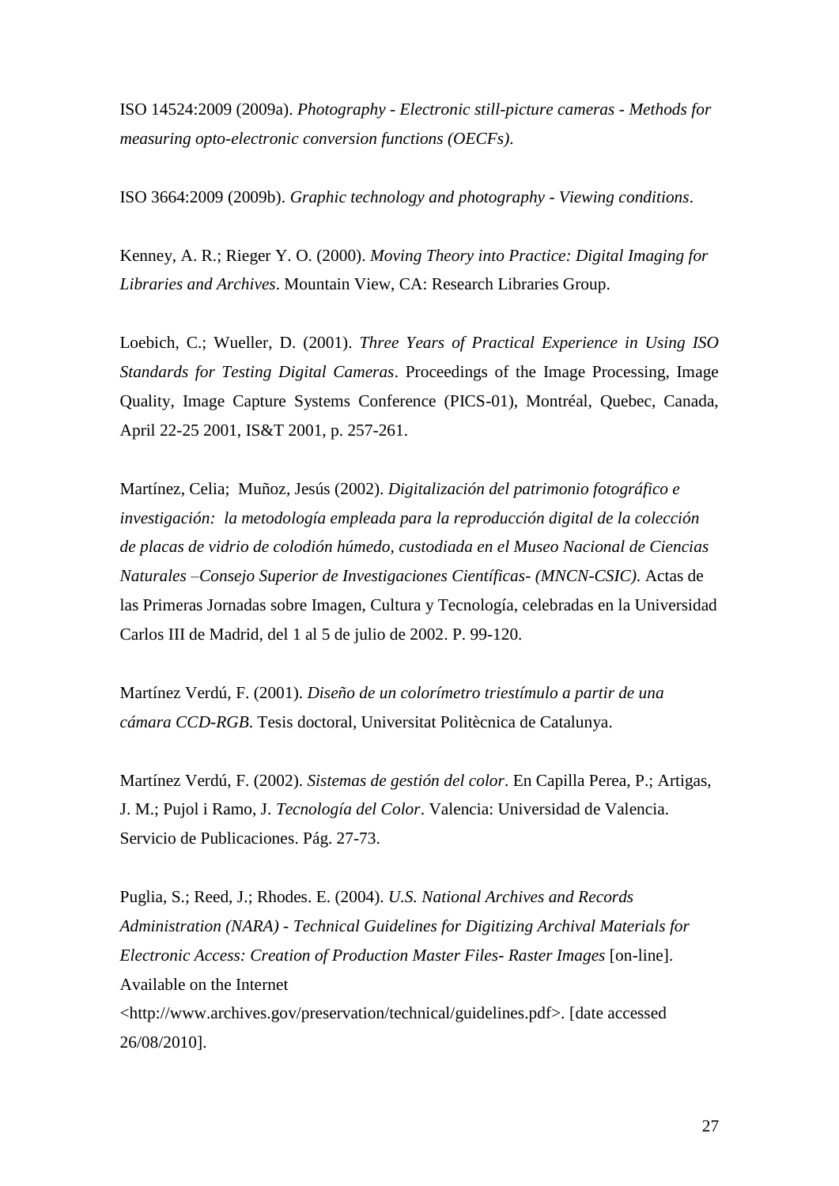ISO 14524:2009 (2009a). *Photography - Electronic still-picture cameras - Methods for measuring opto-electronic conversion functions (OECFs)*.

ISO 3664:2009 (2009b). *Graphic technology and photography - Viewing conditions*.

Kenney, A. R.; Rieger Y. O. (2000). *Moving Theory into Practice: Digital Imaging for Libraries and Archives*. Mountain View, CA: Research Libraries Group.

Loebich, C.; Wueller, D. (2001). *Three Years of Practical Experience in Using ISO Standards for Testing Digital Cameras*. Proceedings of the Image Processing, Image Quality, Image Capture Systems Conference (PICS-01), Montréal, Quebec, Canada, April 22-25 2001, IS&T 2001, p. 257-261.

Martínez, Celia; Muñoz, Jesús (2002). *Digitalización del patrimonio fotográfico e investigación: la metodología empleada para la reproducción digital de la colección de placas de vidrio de colodión húmedo, custodiada en el Museo Nacional de Ciencias Naturales –Consejo Superior de Investigaciones Científicas- (MNCN-CSIC)*. Actas de las Primeras Jornadas sobre Imagen, Cultura y Tecnología, celebradas en la Universidad Carlos III de Madrid, del 1 al 5 de julio de 2002. P. 99-120.

Martínez Verdú, F. (2001). *Diseño de un colorímetro triestímulo a partir de una cámara CCD-RGB*. Tesis doctoral, Universitat Politècnica de Catalunya.

Martínez Verdú, F. (2002). *Sistemas de gestión del color*. En Capilla Perea, P.; Artigas, J. M.; Pujol i Ramo, J. *Tecnología del Color*. Valencia: Universidad de Valencia. Servicio de Publicaciones. Pág. 27-73.

Puglia, S.; Reed, J.; Rhodes. E. (2004). *U.S. National Archives and Records Administration (NARA) - Technical Guidelines for Digitizing Archival Materials for Electronic Access: Creation of Production Master Files- Raster Images* [on-line]. Available on the Internet <http://www.archives.gov/preservation/technical/guidelines.pdf>. [date accessed 26/08/2010].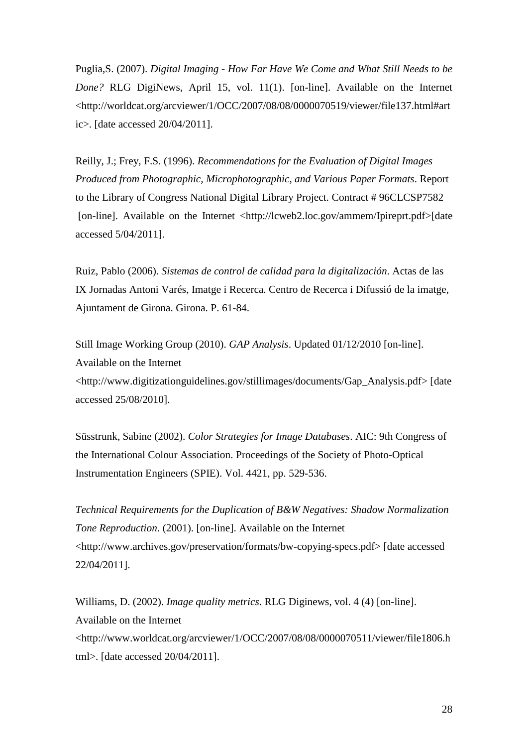Puglia,S. (2007). *Digital Imaging - How Far Have We Come and What Still Needs to be Done?* RLG DigiNews, April 15, vol. 11(1). [on-line]. Available on the Internet <http://worldcat.org/arcviewer/1/OCC/2007/08/08/0000070519/viewer/file137.html#artic>. [date accessed 20/04/2011].

Reilly, J.; Frey, F.S. (1996). *Recommendations for the Evaluation of Digital Images Produced from Photographic, Microphotographic, and Various Paper Formats*. Report to the Library of Congress National Digital Library Project. Contract # 96CLCSP7582 [on-line]. Available on the Internet <http://lcweb2.loc.gov/ammem/Ipireprt.pdf>[date accessed 5/04/2011].

Ruiz, Pablo (2006). *Sistemas de control de calidad para la digitalización*. Actas de las IX Jornadas Antoni Varés, Imatge i Recerca. Centro de Recerca i Difussió de la imatge, Ajuntament de Girona. Girona. P. 61-84.

Still Image Working Group (2010). *GAP Analysis*. Updated 01/12/2010 [on-line]. Available on the Internet <http://www.digitizationguidelines.gov/stillimages/documents/Gap_Analysis.pdf> [date accessed 25/08/2010].

Süsstrunk, Sabine (2002). *Color Strategies for Image Databases*. AIC: 9th Congress of the International Colour Association. Proceedings of the Society of Photo-Optical Instrumentation Engineers (SPIE). Vol. 4421, pp. 529-536.

*Technical Requirements for the Duplication of B&W Negatives: Shadow Normalization Tone Reproduction*. (2001). [on-line]. Available on the Internet <http://www.archives.gov/preservation/formats/bw-copying-specs.pdf> [date accessed 22/04/2011].

Williams, D. (2002). *Image quality metrics*. RLG Diginews, vol. 4 (4) [on-line]. Available on the Internet <http://www.worldcat.org/arcviewer/1/OCC/2007/08/08/0000070511/viewer/file1806.html>. [date accessed 20/04/2011].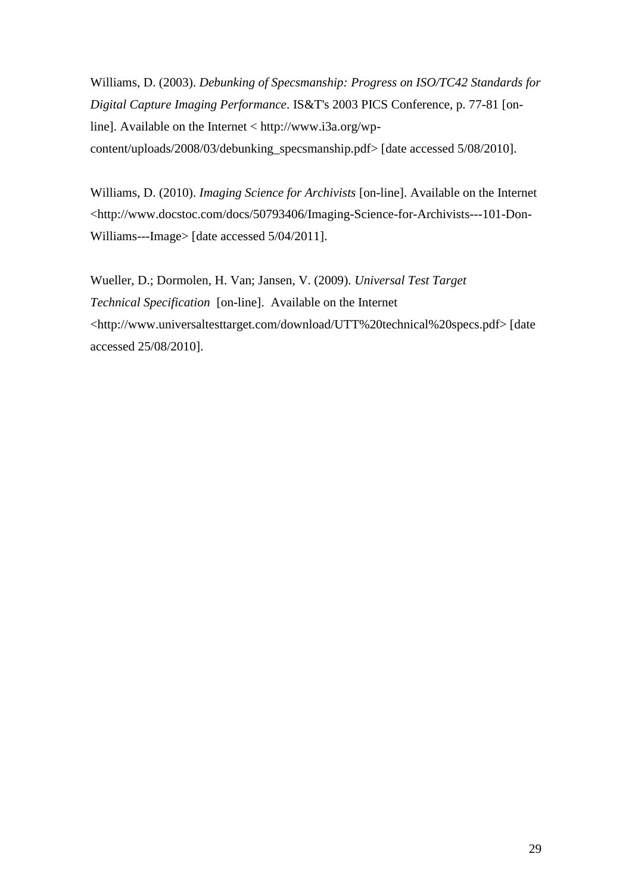Williams, D. (2003). *Debunking of Specsmanship: Progress on ISO/TC42 Standards for Digital Capture Imaging Performance*. IS&T's 2003 PICS Conference, p. 77-81 [on-line]. Available on the Internet < http://www.i3a.org/wp-content/uploads/2008/03/debunking_specsmanship.pdf> [date accessed 5/08/2010].

Williams, D. (2010). *Imaging Science for Archivists* [on-line]. Available on the Internet <http://www.docstoc.com/docs/50793406/Imaging-Science-for-Archivists---101-Don-Williams---Image> [date accessed 5/04/2011].

Wueller, D.; Dormolen, H. Van; Jansen, V. (2009). *Universal Test Target Technical Specification* [on-line]. Available on the Internet <http://www.universaltesttarget.com/download/UTT%20technical%20specs.pdf> [date accessed 25/08/2010].